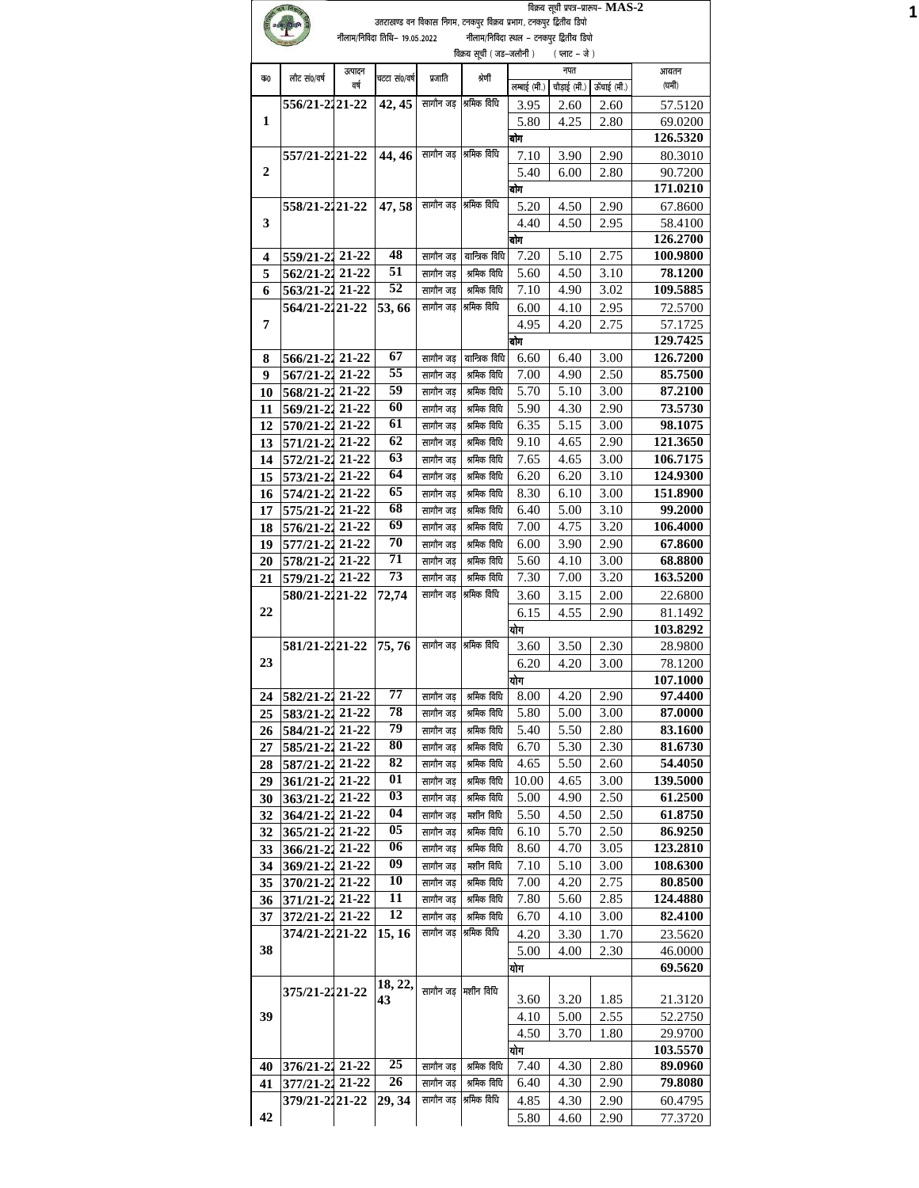विक्रय सूची प्रपत्र–प्रारूप- **MAS-2**

उत्तराखण्ड वन विकास निगम, टनकपुर विक्रय प्रभाग, टनकपुर द्वितीय डिपो

नीलाम/निविदा तिथि– 19.05.2022 नीलाम/निविदा स्थल – टनकपुर द्वितीय डिपो

विक्रय सूची ( जड–जलौनी ) ( प्लाट – जे )

| क्र0 | लौट सं0/वर्ष | उत्पादन वर्ष | चटटा सं0/वर्ष | प्रजाति | श्रेणी | नपत | | | आयतन (घमी) |
|---|---|---|---|---|---|---|---|---|---|
| | | | | | | लम्बाई (मी.) | चौड़ाई (मी.) | ऊँचाई (मी.) | |
| 1 | 556/21-22 | 21-22 | 42, 45 | सागौन जड़ | श्रमिक विधि | 3.95 | 2.60 | 2.60 | 57.5120 |
| | | | | | | 5.80 | 4.25 | 2.80 | 69.0200 |
| | | | | | | योग | | | **126.5320** |
| 2 | 557/21-22 | 21-22 | 44, 46 | सागौन जड़ | श्रमिक विधि | 7.10 | 3.90 | 2.90 | 80.3010 |
| | | | | | | 5.40 | 6.00 | 2.80 | 90.7200 |
| | | | | | | योग | | | **171.0210** |
| 3 | 558/21-22 | 21-22 | 47, 58 | सागौन जड़ | श्रमिक विधि | 5.20 | 4.50 | 2.90 | 67.8600 |
| | | | | | | 4.40 | 4.50 | 2.95 | 58.4100 |
| | | | | | | योग | | | **126.2700** |
| 4 | 559/21-22 | 21-22 | 48 | सागौन जड़ | यान्त्रिक विधि | 7.20 | 5.10 | 2.75 | **100.9800** |
| 5 | 562/21-22 | 21-22 | 51 | सागौन जड़ | श्रमिक विधि | 5.60 | 4.50 | 3.10 | **78.1200** |
| 6 | 563/21-22 | 21-22 | 52 | सागौन जड़ | श्रमिक विधि | 7.10 | 4.90 | 3.02 | **109.5885** |
| 7 | 564/21-22 | 21-22 | 53, 66 | सागौन जड़ | श्रमिक विधि | 6.00 | 4.10 | 2.95 | 72.5700 |
| | | | | | | 4.95 | 4.20 | 2.75 | 57.1725 |
| | | | | | | योग | | | **129.7425** |
| 8 | 566/21-22 | 21-22 | 67 | सागौन जड़ | यान्त्रिक विधि | 6.60 | 6.40 | 3.00 | **126.7200** |
| 9 | 567/21-22 | 21-22 | 55 | सागौन जड़ | श्रमिक विधि | 7.00 | 4.90 | 2.50 | **85.7500** |
| 10 | 568/21-22 | 21-22 | 59 | सागौन जड़ | श्रमिक विधि | 5.70 | 5.10 | 3.00 | **87.2100** |
| 11 | 569/21-22 | 21-22 | 60 | सागौन जड़ | श्रमिक विधि | 5.90 | 4.30 | 2.90 | **73.5730** |
| 12 | 570/21-22 | 21-22 | 61 | सागौन जड़ | श्रमिक विधि | 6.35 | 5.15 | 3.00 | **98.1075** |
| 13 | 571/21-22 | 21-22 | 62 | सागौन जड़ | श्रमिक विधि | 9.10 | 4.65 | 2.90 | **121.3650** |
| 14 | 572/21-22 | 21-22 | 63 | सागौन जड़ | श्रमिक विधि | 7.65 | 4.65 | 3.00 | **106.7175** |
| 15 | 573/21-22 | 21-22 | 64 | सागौन जड़ | श्रमिक विधि | 6.20 | 6.20 | 3.10 | **124.9300** |
| 16 | 574/21-22 | 21-22 | 65 | सागौन जड़ | श्रमिक विधि | 8.30 | 6.10 | 3.00 | **151.8900** |
| 17 | 575/21-22 | 21-22 | 68 | सागौन जड़ | श्रमिक विधि | 6.40 | 5.00 | 3.10 | **99.2000** |
| 18 | 576/21-22 | 21-22 | 69 | सागौन जड़ | श्रमिक विधि | 7.00 | 4.75 | 3.20 | **106.4000** |
| 19 | 577/21-22 | 21-22 | 70 | सागौन जड़ | श्रमिक विधि | 6.00 | 3.90 | 2.90 | **67.8600** |
| 20 | 578/21-22 | 21-22 | 71 | सागौन जड़ | श्रमिक विधि | 5.60 | 4.10 | 3.00 | **68.8800** |
| 21 | 579/21-22 | 21-22 | 73 | सागौन जड़ | श्रमिक विधि | 7.30 | 7.00 | 3.20 | **163.5200** |
| 22 | 580/21-22 | 21-22 | 72,74 | सागौन जड़ | श्रमिक विधि | 3.60 | 3.15 | 2.00 | 22.6800 |
| | | | | | | 6.15 | 4.55 | 2.90 | 81.1492 |
| | | | | | | योग | | | **103.8292** |
| 23 | 581/21-22 | 21-22 | 75, 76 | सागौन जड़ | श्रमिक विधि | 3.60 | 3.50 | 2.30 | 28.9800 |
| | | | | | | 6.20 | 4.20 | 3.00 | 78.1200 |
| | | | | | | योग | | | **107.1000** |
| 24 | 582/21-22 | 21-22 | 77 | सागौन जड़ | श्रमिक विधि | 8.00 | 4.20 | 2.90 | **97.4400** |
| 25 | 583/21-22 | 21-22 | 78 | सागौन जड़ | श्रमिक विधि | 5.80 | 5.00 | 3.00 | **87.0000** |
| 26 | 584/21-22 | 21-22 | 79 | सागौन जड़ | श्रमिक विधि | 5.40 | 5.50 | 2.80 | **83.1600** |
| 27 | 585/21-22 | 21-22 | 80 | सागौन जड़ | श्रमिक विधि | 6.70 | 5.30 | 2.30 | **81.6730** |
| 28 | 587/21-22 | 21-22 | 82 | सागौन जड़ | श्रमिक विधि | 4.65 | 5.50 | 2.60 | **54.4050** |
| 29 | 361/21-22 | 21-22 | 01 | सागौन जड़ | श्रमिक विधि | 10.00 | 4.65 | 3.00 | **139.5000** |
| 30 | 363/21-22 | 21-22 | 03 | सागौन जड़ | श्रमिक विधि | 5.00 | 4.90 | 2.50 | **61.2500** |
| 32 | 364/21-22 | 21-22 | 04 | सागौन जड़ | मशीन विधि | 5.50 | 4.50 | 2.50 | **61.8750** |
| 32 | 365/21-22 | 21-22 | 05 | सागौन जड़ | श्रमिक विधि | 6.10 | 5.70 | 2.50 | **86.9250** |
| 33 | 366/21-22 | 21-22 | 06 | सागौन जड़ | श्रमिक विधि | 8.60 | 4.70 | 3.05 | **123.2810** |
| 34 | 369/21-22 | 21-22 | 09 | सागौन जड़ | मशीन विधि | 7.10 | 5.10 | 3.00 | **108.6300** |
| 35 | 370/21-22 | 21-22 | 10 | सागौन जड़ | श्रमिक विधि | 7.00 | 4.20 | 2.75 | **80.8500** |
| 36 | 371/21-22 | 21-22 | 11 | सागौन जड़ | श्रमिक विधि | 7.80 | 5.60 | 2.85 | **124.4880** |
| 37 | 372/21-22 | 21-22 | 12 | सागौन जड़ | श्रमिक विधि | 6.70 | 4.10 | 3.00 | **82.4100** |
| 38 | 374/21-22 | 21-22 | 15, 16 | सागौन जड़ | श्रमिक विधि | 4.20 | 3.30 | 1.70 | 23.5620 |
| | | | | | | 5.00 | 4.00 | 2.30 | 46.0000 |
| | | | | | | योग | | | **69.5620** |
| 39 | 375/21-22 | 21-22 | 18, 22, 43 | सागौन जड़ | मशीन विधि | 3.60 | 3.20 | 1.85 | 21.3120 |
| | | | | | | 4.10 | 5.00 | 2.55 | 52.2750 |
| | | | | | | 4.50 | 3.70 | 1.80 | 29.9700 |
| | | | | | | योग | | | **103.5570** |
| 40 | 376/21-22 | 21-22 | 25 | सागौन जड़ | श्रमिक विधि | 7.40 | 4.30 | 2.80 | **89.0960** |
| 41 | 377/21-22 | 21-22 | 26 | सागौन जड़ | श्रमिक विधि | 6.40 | 4.30 | 2.90 | **79.8080** |
| 42 | 379/21-22 | 21-22 | 29, 34 | सागौन जड़ | श्रमिक विधि | 4.85 | 4.30 | 2.90 | 60.4795 |
| | | | | | | 5.80 | 4.60 | 2.90 | 77.3720 |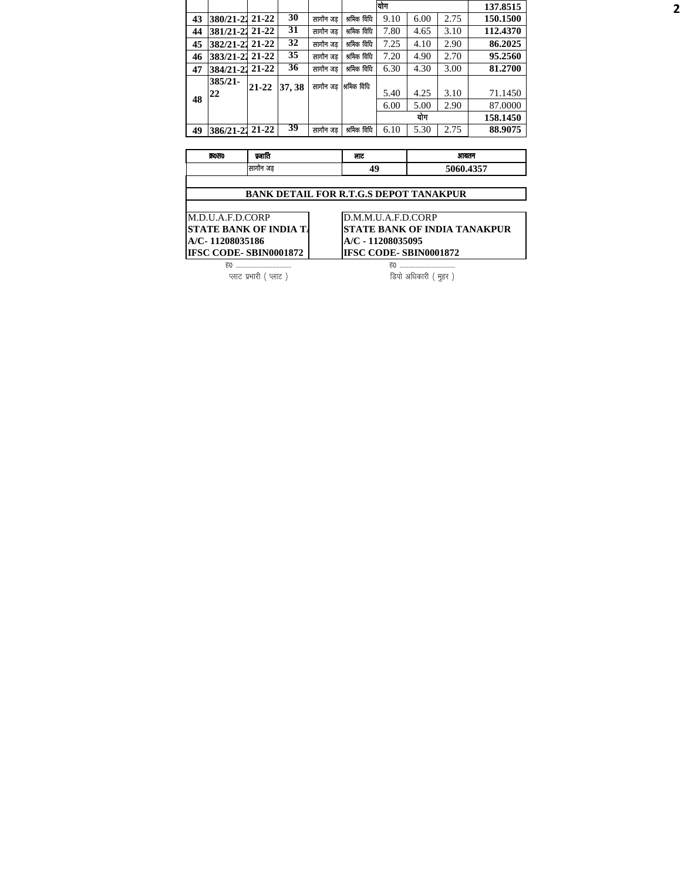|  |  |  |  |  |  | योग |  |  | 137.8515 |
|---|---|---|---|---|---|---|---|---|---|
| 43 | 380/21-22 | 21-22 | 30 | सागौन जड़ | श्रमिक विधि | 9.10 | 6.00 | 2.75 | 150.1500 |
| 44 | 381/21-22 | 21-22 | 31 | सागौन जड़ | श्रमिक विधि | 7.80 | 4.65 | 3.10 | 112.4370 |
| 45 | 382/21-22 | 21-22 | 32 | सागौन जड़ | श्रमिक विधि | 7.25 | 4.10 | 2.90 | 86.2025 |
| 46 | 383/21-22 | 21-22 | 35 | सागौन जड़ | श्रमिक विधि | 7.20 | 4.90 | 2.70 | 95.2560 |
| 47 | 384/21-22 | 21-22 | 36 | सागौन जड़ | श्रमिक विधि | 6.30 | 4.30 | 3.00 | 81.2700 |
| 48 | 385/21-22 | 21-22 | 37, 38 | सागौन जड़ | श्रमिक विधि | 5.40 | 4.25 | 3.10 | 71.1450 |
|  |  |  |  |  |  | 6.00 | 5.00 | 2.90 | 87.0000 |
|  |  |  |  |  |  | योग |  |  | 158.1450 |
| 49 | 386/21-22 | 21-22 | 39 | सागौन जड़ | श्रमिक विधि | 6.10 | 5.30 | 2.75 | 88.9075 |

| क्र0स0 | प्रजाति | लाट | आयतन |
|---|---|---|---|
|  | सागौन जड़ | 49 | 5060.4357 |

**BANK DETAIL FOR R.T.G.S DEPOT TANAKPUR**

| M.D.U.A.F.D.CORP | D.M.M.U.A.F.D.CORP |
|---|---|
| **STATE BANK OF INDIA TA** | **STATE BANK OF INDIA TANAKPUR** |
| **A/C- 11208035186** | **A/C - 11208035095** |
| **IFSC CODE- SBIN0001872** | **IFSC CODE- SBIN0001872** |

ह0 .......................................
प्लाट प्रभारी ( प्लाट )

ह0 .......................................
डिपो अधिकारी ( मुहर )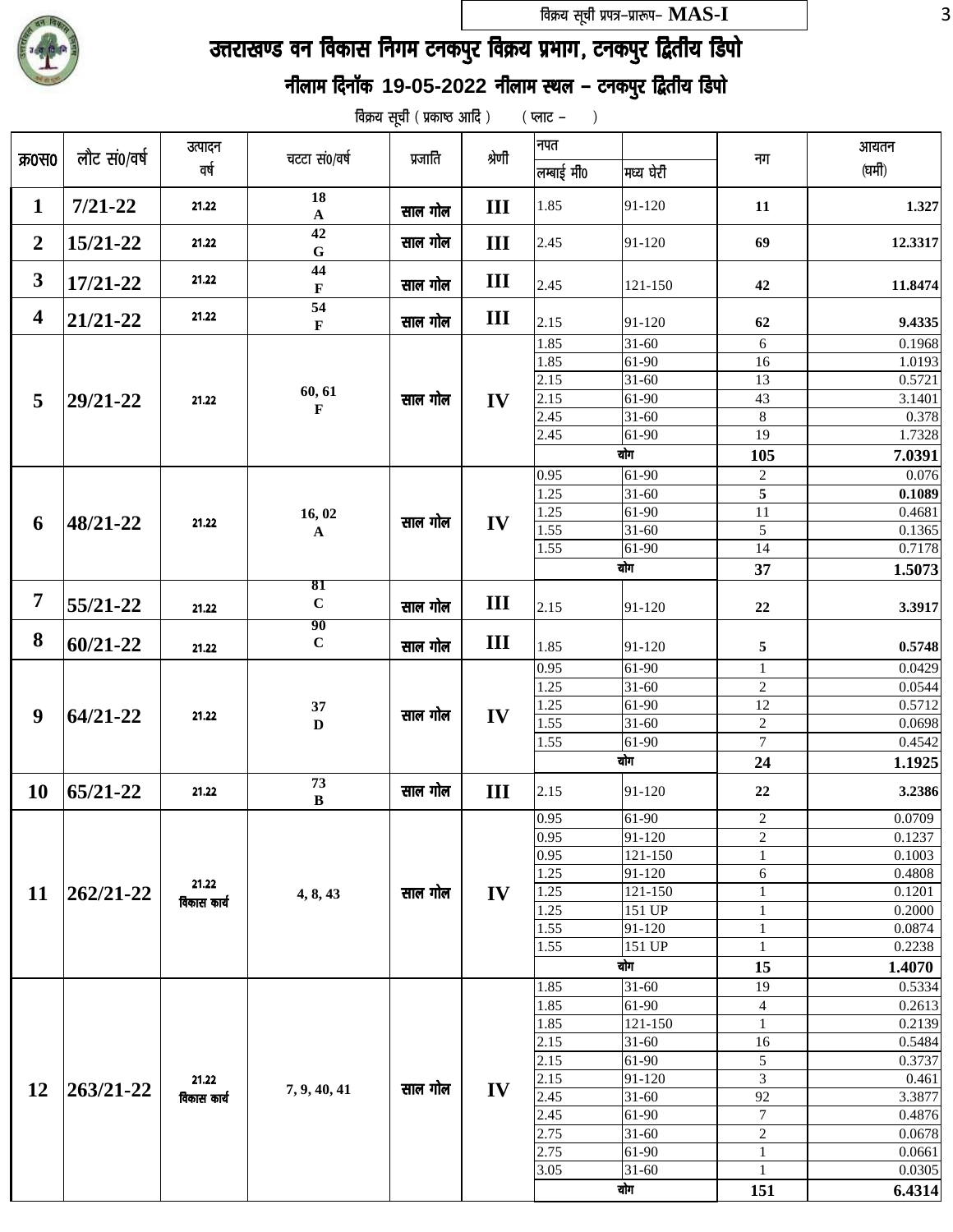विक्रय सूची प्रपत्र–प्रारूप– **MAS-I**

# उत्तराखण्ड वन विकास निगम टनकपुर विक्रय प्रभाग, टनकपुर द्वितीय डिपो

## नीलाम दिनॉक 19-05-2022 नीलाम स्थल – टनकपुर द्वितीय डिपो

विक्रय सूची ( प्रकाष्ठ आदि )   ( प्लाट –   )

| क्र0स0 | लौट सं0/वर्ष | उत्पादन वर्ष | चटटा सं0/वर्ष | प्रजाति | श्रेणी | नपत लम्बाई मी0 | मध्य घेरी | नग | आयतन (घमी) |
|---|---|---|---|---|---|---|---|---|---|
| **1** | **7/21-22** | 21.22 | 18 A | साल गोल | III | 1.85 | 91-120 | 11 | 1.327 |
| **2** | **15/21-22** | 21.22 | 42 G | साल गोल | III | 2.45 | 91-120 | 69 | 12.3317 |
| **3** | **17/21-22** | 21.22 | 44 F | साल गोल | III | 2.45 | 121-150 | 42 | 11.8474 |
| **4** | **21/21-22** | 21.22 | 54 F | साल गोल | III | 2.15 | 91-120 | 62 | 9.4335 |
| **5** | **29/21-22** | 21.22 | 60, 61 F | साल गोल | IV | 1.85 | 31-60 | 6 | 0.1968 |
| | | | | | | 1.85 | 61-90 | 16 | 1.0193 |
| | | | | | | 2.15 | 31-60 | 13 | 0.5721 |
| | | | | | | 2.15 | 61-90 | 43 | 3.1401 |
| | | | | | | 2.45 | 31-60 | 8 | 0.378 |
| | | | | | | 2.45 | 61-90 | 19 | 1.7328 |
| | | | | | | योग | | **105** | **7.0391** |
| **6** | **48/21-22** | 21.22 | 16, 02 A | साल गोल | IV | 0.95 | 61-90 | 2 | 0.076 |
| | | | | | | 1.25 | 31-60 | **5** | **0.1089** |
| | | | | | | 1.25 | 61-90 | 11 | 0.4681 |
| | | | | | | 1.55 | 31-60 | 5 | 0.1365 |
| | | | | | | 1.55 | 61-90 | 14 | 0.7178 |
| | | | | | | योग | | **37** | **1.5073** |
| **7** | **55/21-22** | 21.22 | 81 C | साल गोल | III | 2.15 | 91-120 | 22 | 3.3917 |
| **8** | **60/21-22** | 21.22 | 90 C | साल गोल | III | 1.85 | 91-120 | 5 | 0.5748 |
| **9** | **64/21-22** | 21.22 | 37 D | साल गोल | IV | 0.95 | 61-90 | 1 | 0.0429 |
| | | | | | | 1.25 | 31-60 | 2 | 0.0544 |
| | | | | | | 1.25 | 61-90 | 12 | 0.5712 |
| | | | | | | 1.55 | 31-60 | 2 | 0.0698 |
| | | | | | | 1.55 | 61-90 | 7 | 0.4542 |
| | | | | | | योग | | **24** | **1.1925** |
| **10** | **65/21-22** | 21.22 | 73 B | साल गोल | III | 2.15 | 91-120 | 22 | 3.2386 |
| **11** | **262/21-22** | 21.22 विकास कार्य | 4, 8, 43 | साल गोल | IV | 0.95 | 61-90 | 2 | 0.0709 |
| | | | | | | 0.95 | 91-120 | 2 | 0.1237 |
| | | | | | | 0.95 | 121-150 | 1 | 0.1003 |
| | | | | | | 1.25 | 91-120 | 6 | 0.4808 |
| | | | | | | 1.25 | 121-150 | 1 | 0.1201 |
| | | | | | | 1.25 | 151 UP | 1 | 0.2000 |
| | | | | | | 1.55 | 91-120 | 1 | 0.0874 |
| | | | | | | 1.55 | 151 UP | 1 | 0.2238 |
| | | | | | | योग | | **15** | **1.4070** |
| **12** | **263/21-22** | 21.22 विकास कार्य | 7, 9, 40, 41 | साल गोल | IV | 1.85 | 31-60 | 19 | 0.5334 |
| | | | | | | 1.85 | 61-90 | 4 | 0.2613 |
| | | | | | | 1.85 | 121-150 | 1 | 0.2139 |
| | | | | | | 2.15 | 31-60 | 16 | 0.5484 |
| | | | | | | 2.15 | 61-90 | 5 | 0.3737 |
| | | | | | | 2.15 | 91-120 | 3 | 0.461 |
| | | | | | | 2.45 | 31-60 | 92 | 3.3877 |
| | | | | | | 2.45 | 61-90 | 7 | 0.4876 |
| | | | | | | 2.75 | 31-60 | 2 | 0.0678 |
| | | | | | | 2.75 | 61-90 | 1 | 0.0661 |
| | | | | | | 3.05 | 31-60 | 1 | 0.0305 |
| | | | | | | योग | | **151** | **6.4314** |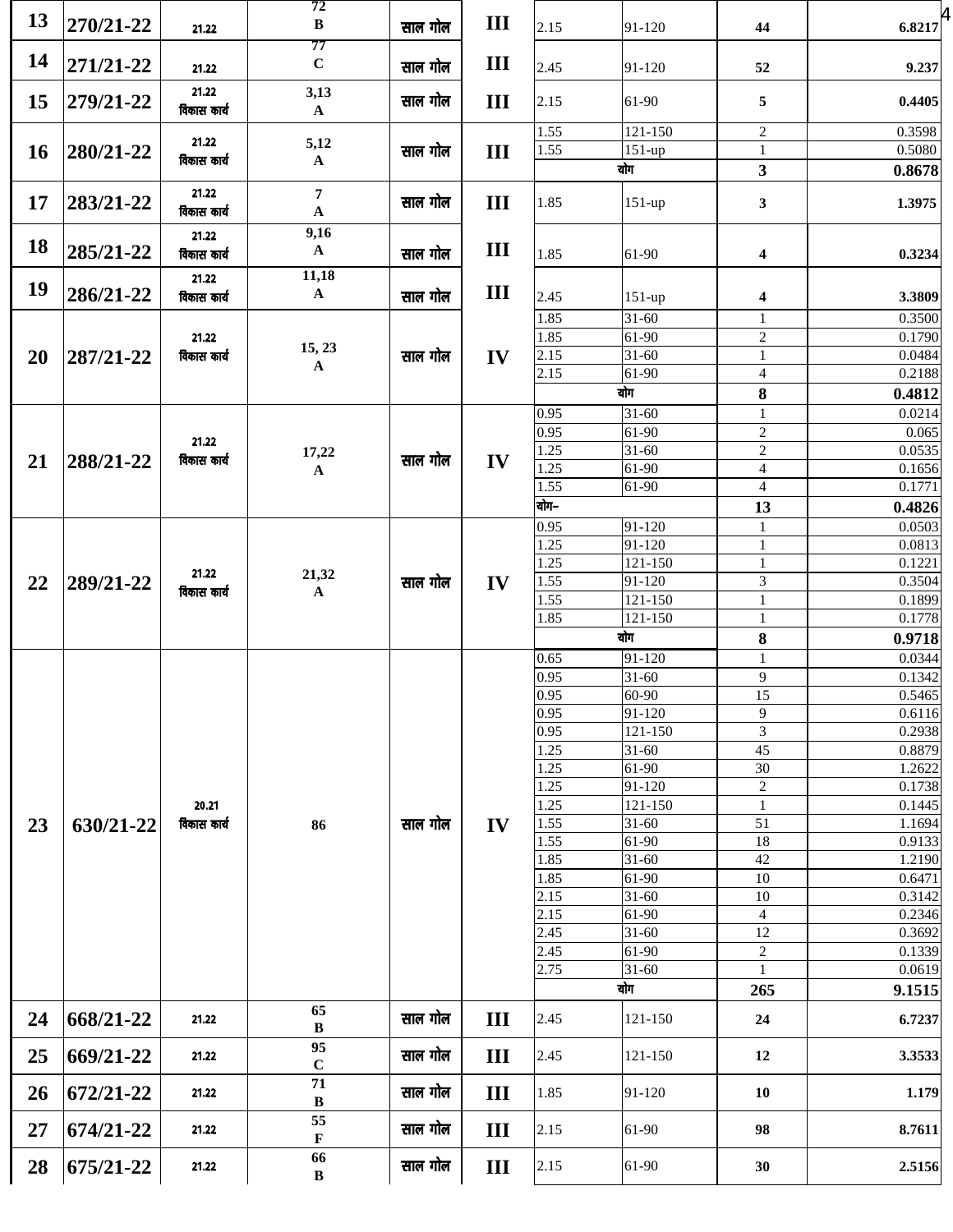| 13 | 270/21-22 | 21.22 | 72 B | साल गोल | III | 2.15 | 91-120 | 44 | 6.8217 |
|---|---|---|---|---|---|---|---|---|---|
| 14 | 271/21-22 | 21.22 | 77 C | साल गोल | III | 2.45 | 91-120 | 52 | 9.237 |
| 15 | 279/21-22 | 21.22 विकास कार्य | 3,13 A | साल गोल | III | 2.15 | 61-90 | 5 | 0.4405 |
| 16 | 280/21-22 | 21.22 विकास कार्य | 5,12 A | साल गोल | III | 1.55 | 121-150 | 2 | 0.3598 |
| | | | | | | 1.55 | 151-up | 1 | 0.5080 |
| | | | | | | योग | | 3 | 0.8678 |
| 17 | 283/21-22 | 21.22 विकास कार्य | 7 A | साल गोल | III | 1.85 | 151-up | 3 | 1.3975 |
| 18 | 285/21-22 | 21.22 विकास कार्य | 9,16 A | साल गोल | III | 1.85 | 61-90 | 4 | 0.3234 |
| 19 | 286/21-22 | 21.22 विकास कार्य | 11,18 A | साल गोल | III | 2.45 | 151-up | 4 | 3.3809 |
| 20 | 287/21-22 | 21.22 विकास कार्य | 15, 23 A | साल गोल | IV | 1.85 | 31-60 | 1 | 0.3500 |
| | | | | | | 1.85 | 61-90 | 2 | 0.1790 |
| | | | | | | 2.15 | 31-60 | 1 | 0.0484 |
| | | | | | | 2.15 | 61-90 | 4 | 0.2188 |
| | | | | | | योग | | 8 | 0.4812 |
| 21 | 288/21-22 | 21.22 विकास कार्य | 17,22 A | साल गोल | IV | 0.95 | 31-60 | 1 | 0.0214 |
| | | | | | | 0.95 | 61-90 | 2 | 0.065 |
| | | | | | | 1.25 | 31-60 | 2 | 0.0535 |
| | | | | | | 1.25 | 61-90 | 4 | 0.1656 |
| | | | | | | 1.55 | 61-90 | 4 | 0.1771 |
| | | | | | | योग– | | 13 | 0.4826 |
| 22 | 289/21-22 | 21.22 विकास कार्य | 21,32 A | साल गोल | IV | 0.95 | 91-120 | 1 | 0.0503 |
| | | | | | | 1.25 | 91-120 | 1 | 0.0813 |
| | | | | | | 1.25 | 121-150 | 1 | 0.1221 |
| | | | | | | 1.55 | 91-120 | 3 | 0.3504 |
| | | | | | | 1.55 | 121-150 | 1 | 0.1899 |
| | | | | | | 1.85 | 121-150 | 1 | 0.1778 |
| | | | | | | योग | | 8 | 0.9718 |
| 23 | 630/21-22 | 20.21 विकास कार्य | 86 | साल गोल | IV | 0.65 | 91-120 | 1 | 0.0344 |
| | | | | | | 0.95 | 31-60 | 9 | 0.1342 |
| | | | | | | 0.95 | 60-90 | 15 | 0.5465 |
| | | | | | | 0.95 | 91-120 | 9 | 0.6116 |
| | | | | | | 0.95 | 121-150 | 3 | 0.2938 |
| | | | | | | 1.25 | 31-60 | 45 | 0.8879 |
| | | | | | | 1.25 | 61-90 | 30 | 1.2622 |
| | | | | | | 1.25 | 91-120 | 2 | 0.1738 |
| | | | | | | 1.25 | 121-150 | 1 | 0.1445 |
| | | | | | | 1.55 | 31-60 | 51 | 1.1694 |
| | | | | | | 1.55 | 61-90 | 18 | 0.9133 |
| | | | | | | 1.85 | 31-60 | 42 | 1.2190 |
| | | | | | | 1.85 | 61-90 | 10 | 0.6471 |
| | | | | | | 2.15 | 31-60 | 10 | 0.3142 |
| | | | | | | 2.15 | 61-90 | 4 | 0.2346 |
| | | | | | | 2.45 | 31-60 | 12 | 0.3692 |
| | | | | | | 2.45 | 61-90 | 2 | 0.1339 |
| | | | | | | 2.75 | 31-60 | 1 | 0.0619 |
| | | | | | | योग | | 265 | 9.1515 |
| 24 | 668/21-22 | 21.22 | 65 B | साल गोल | III | 2.45 | 121-150 | 24 | 6.7237 |
| 25 | 669/21-22 | 21.22 | 95 C | साल गोल | III | 2.45 | 121-150 | 12 | 3.3533 |
| 26 | 672/21-22 | 21.22 | 71 B | साल गोल | III | 1.85 | 91-120 | 10 | 1.179 |
| 27 | 674/21-22 | 21.22 | 55 F | साल गोल | III | 2.15 | 61-90 | 98 | 8.7611 |
| 28 | 675/21-22 | 21.22 | 66 B | साल गोल | III | 2.15 | 61-90 | 30 | 2.5156 |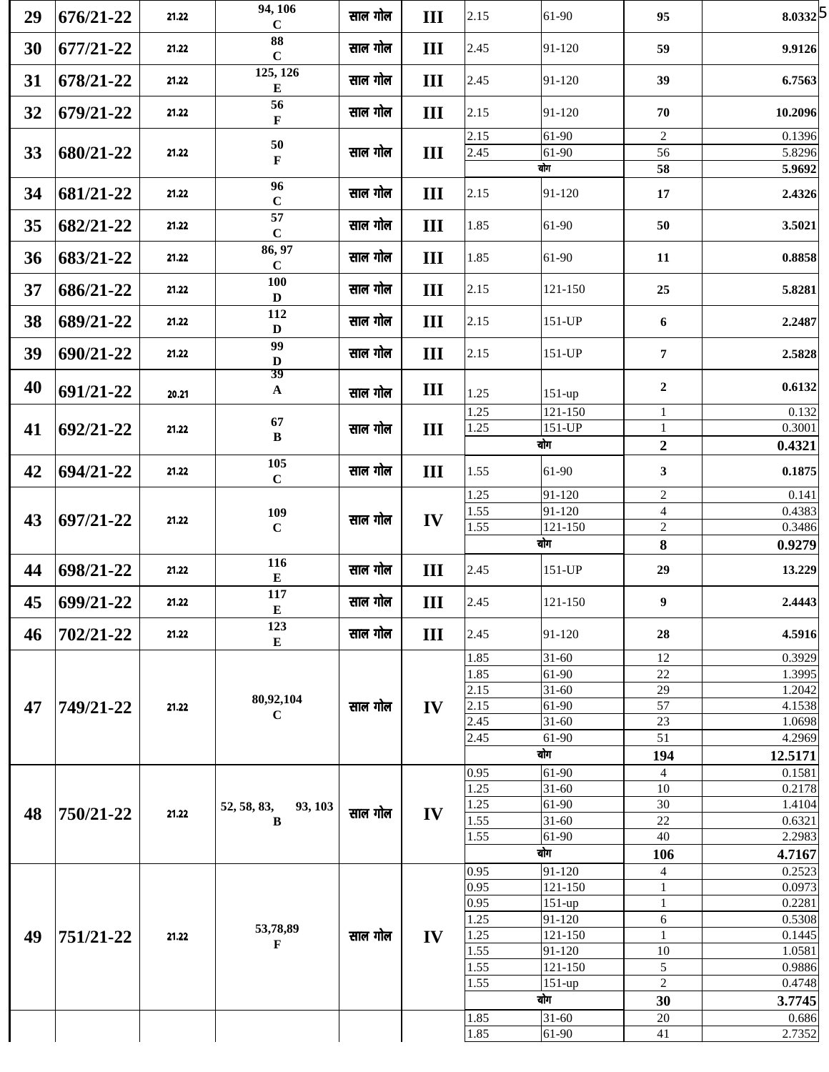| 29 | 676/21-22 | 21.22 | 94, 106 C | साल गोल | III | 2.15 | 61-90 | 95 | 8.0332 |
|---|---|---|---|---|---|---|---|---|---|
| 30 | 677/21-22 | 21.22 | 88 C | साल गोल | III | 2.45 | 91-120 | 59 | 9.9126 |
| 31 | 678/21-22 | 21.22 | 125, 126 E | साल गोल | III | 2.45 | 91-120 | 39 | 6.7563 |
| 32 | 679/21-22 | 21.22 | 56 F | साल गोल | III | 2.15 | 91-120 | 70 | 10.2096 |
| 33 | 680/21-22 | 21.22 | 50 F | साल गोल | III | 2.15 | 61-90 | 2 | 0.1396 |
| | | | | | | 2.45 | 61-90 | 56 | 5.8296 |
| | | | | | | योग | | 58 | 5.9692 |
| 34 | 681/21-22 | 21.22 | 96 C | साल गोल | III | 2.15 | 91-120 | 17 | 2.4326 |
| 35 | 682/21-22 | 21.22 | 57 C | साल गोल | III | 1.85 | 61-90 | 50 | 3.5021 |
| 36 | 683/21-22 | 21.22 | 86, 97 C | साल गोल | III | 1.85 | 61-90 | 11 | 0.8858 |
| 37 | 686/21-22 | 21.22 | 100 D | साल गोल | III | 2.15 | 121-150 | 25 | 5.8281 |
| 38 | 689/21-22 | 21.22 | 112 D | साल गोल | III | 2.15 | 151-UP | 6 | 2.2487 |
| 39 | 690/21-22 | 21.22 | 99 D | साल गोल | III | 2.15 | 151-UP | 7 | 2.5828 |
| 40 | 691/21-22 | 20.21 | 39 A | साल गोल | III | 1.25 | 151-up | 2 | 0.6132 |
| 41 | 692/21-22 | 21.22 | 67 B | साल गोल | III | 1.25 | 121-150 | 1 | 0.132 |
| | | | | | | 1.25 | 151-UP | 1 | 0.3001 |
| | | | | | | योग | | 2 | 0.4321 |
| 42 | 694/21-22 | 21.22 | 105 C | साल गोल | III | 1.55 | 61-90 | 3 | 0.1875 |
| 43 | 697/21-22 | 21.22 | 109 C | साल गोल | IV | 1.25 | 91-120 | 2 | 0.141 |
| | | | | | | 1.55 | 91-120 | 4 | 0.4383 |
| | | | | | | 1.55 | 121-150 | 2 | 0.3486 |
| | | | | | | योग | | 8 | 0.9279 |
| 44 | 698/21-22 | 21.22 | 116 E | साल गोल | III | 2.45 | 151-UP | 29 | 13.229 |
| 45 | 699/21-22 | 21.22 | 117 E | साल गोल | III | 2.45 | 121-150 | 9 | 2.4443 |
| 46 | 702/21-22 | 21.22 | 123 E | साल गोल | III | 2.45 | 91-120 | 28 | 4.5916 |
| 47 | 749/21-22 | 21.22 | 80,92,104 C | साल गोल | IV | 1.85 | 31-60 | 12 | 0.3929 |
| | | | | | | 1.85 | 61-90 | 22 | 1.3995 |
| | | | | | | 2.15 | 31-60 | 29 | 1.2042 |
| | | | | | | 2.15 | 61-90 | 57 | 4.1538 |
| | | | | | | 2.45 | 31-60 | 23 | 1.0698 |
| | | | | | | 2.45 | 61-90 | 51 | 4.2969 |
| | | | | | | योग | | 194 | 12.5171 |
| 48 | 750/21-22 | 21.22 | 52, 58, 83, 93, 103 B | साल गोल | IV | 0.95 | 61-90 | 4 | 0.1581 |
| | | | | | | 1.25 | 31-60 | 10 | 0.2178 |
| | | | | | | 1.25 | 61-90 | 30 | 1.4104 |
| | | | | | | 1.55 | 31-60 | 22 | 0.6321 |
| | | | | | | 1.55 | 61-90 | 40 | 2.2983 |
| | | | | | | योग | | 106 | 4.7167 |
| 49 | 751/21-22 | 21.22 | 53,78,89 F | साल गोल | IV | 0.95 | 91-120 | 4 | 0.2523 |
| | | | | | | 0.95 | 121-150 | 1 | 0.0973 |
| | | | | | | 0.95 | 151-up | 1 | 0.2281 |
| | | | | | | 1.25 | 91-120 | 6 | 0.5308 |
| | | | | | | 1.25 | 121-150 | 1 | 0.1445 |
| | | | | | | 1.55 | 91-120 | 10 | 1.0581 |
| | | | | | | 1.55 | 121-150 | 5 | 0.9886 |
| | | | | | | 1.55 | 151-up | 2 | 0.4748 |
| | | | | | | योग | | 30 | 3.7745 |
| | | | | | | 1.85 | 31-60 | 20 | 0.686 |
| | | | | | | 1.85 | 61-90 | 41 | 2.7352 |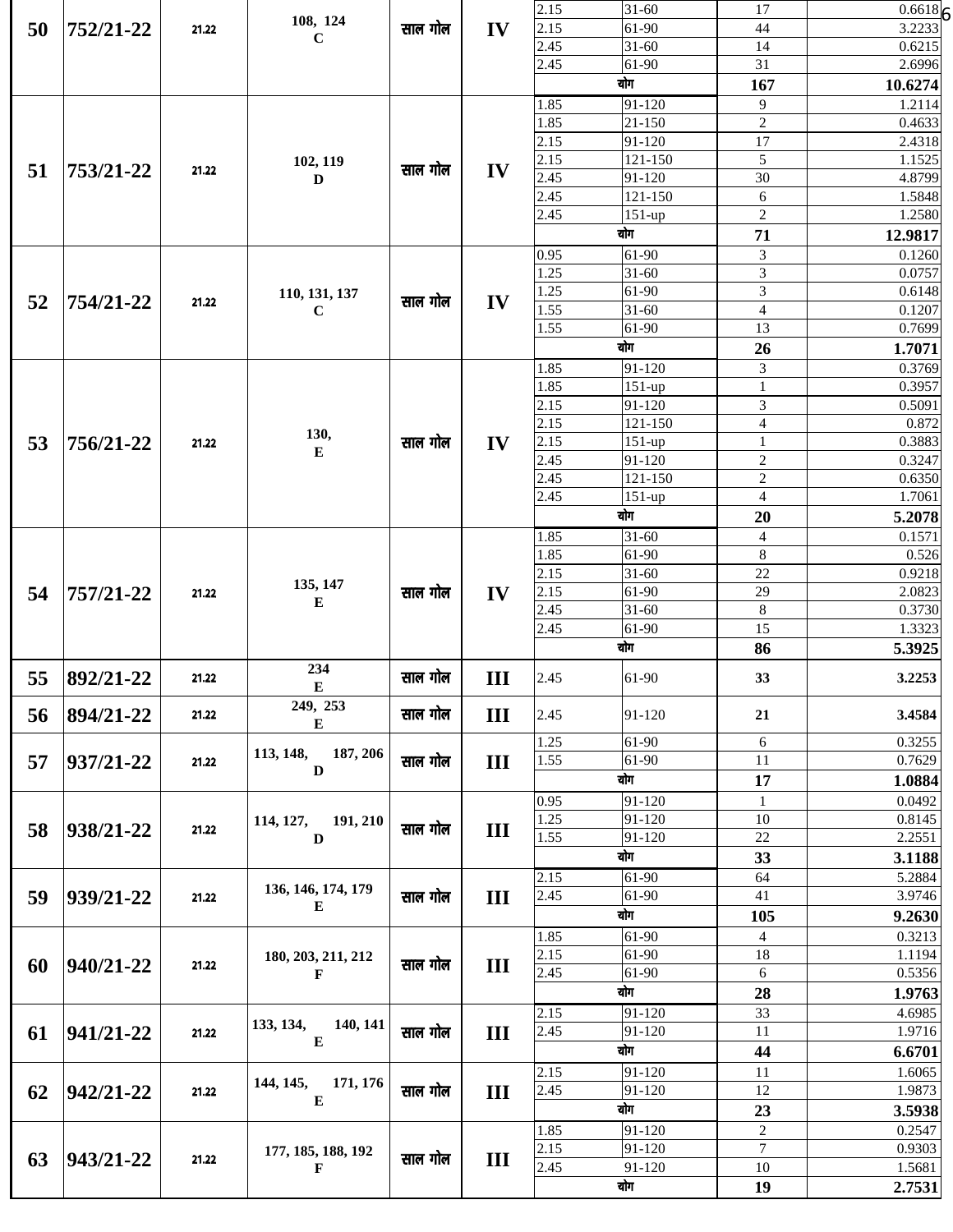| 50 | 752/21-22 | 21.22 | 108, 124<br>C | साल गोल | IV | 2.15 | 31-60 | 17 | 0.6618 |
|---|---|---|---|---|---|---|---|---|---|
| | | | | | | 2.15 | 61-90 | 44 | 3.2233 |
| | | | | | | 2.45 | 31-60 | 14 | 0.6215 |
| | | | | | | 2.45 | 61-90 | 31 | 2.6996 |
| | | | | | | योग | | **167** | **10.6274** |
| 51 | 753/21-22 | 21.22 | 102, 119<br>D | साल गोल | IV | 1.85 | 91-120 | 9 | 1.2114 |
| | | | | | | 1.85 | 21-150 | 2 | 0.4633 |
| | | | | | | 2.15 | 91-120 | 17 | 2.4318 |
| | | | | | | 2.15 | 121-150 | 5 | 1.1525 |
| | | | | | | 2.45 | 91-120 | 30 | 4.8799 |
| | | | | | | 2.45 | 121-150 | 6 | 1.5848 |
| | | | | | | 2.45 | 151-up | 2 | 1.2580 |
| | | | | | | योग | | **71** | **12.9817** |
| 52 | 754/21-22 | 21.22 | 110, 131, 137<br>C | साल गोल | IV | 0.95 | 61-90 | 3 | 0.1260 |
| | | | | | | 1.25 | 31-60 | 3 | 0.0757 |
| | | | | | | 1.25 | 61-90 | 3 | 0.6148 |
| | | | | | | 1.55 | 31-60 | 4 | 0.1207 |
| | | | | | | 1.55 | 61-90 | 13 | 0.7699 |
| | | | | | | योग | | **26** | **1.7071** |
| 53 | 756/21-22 | 21.22 | 130,<br>E | साल गोल | IV | 1.85 | 91-120 | 3 | 0.3769 |
| | | | | | | 1.85 | 151-up | 1 | 0.3957 |
| | | | | | | 2.15 | 91-120 | 3 | 0.5091 |
| | | | | | | 2.15 | 121-150 | 4 | 0.872 |
| | | | | | | 2.15 | 151-up | 1 | 0.3883 |
| | | | | | | 2.45 | 91-120 | 2 | 0.3247 |
| | | | | | | 2.45 | 121-150 | 2 | 0.6350 |
| | | | | | | 2.45 | 151-up | 4 | 1.7061 |
| | | | | | | योग | | **20** | **5.2078** |
| 54 | 757/21-22 | 21.22 | 135, 147<br>E | साल गोल | IV | 1.85 | 31-60 | 4 | 0.1571 |
| | | | | | | 1.85 | 61-90 | 8 | 0.526 |
| | | | | | | 2.15 | 31-60 | 22 | 0.9218 |
| | | | | | | 2.15 | 61-90 | 29 | 2.0823 |
| | | | | | | 2.45 | 31-60 | 8 | 0.3730 |
| | | | | | | 2.45 | 61-90 | 15 | 1.3323 |
| | | | | | | योग | | **86** | **5.3925** |
| 55 | 892/21-22 | 21.22 | 234<br>E | साल गोल | III | 2.45 | 61-90 | **33** | **3.2253** |
| 56 | 894/21-22 | 21.22 | 249, 253<br>E | साल गोल | III | 2.45 | 91-120 | **21** | **3.4584** |
| 57 | 937/21-22 | 21.22 | 113, 148, 187, 206<br>D | साल गोल | III | 1.25 | 61-90 | 6 | 0.3255 |
| | | | | | | 1.55 | 61-90 | 11 | 0.7629 |
| | | | | | | योग | | **17** | **1.0884** |
| 58 | 938/21-22 | 21.22 | 114, 127, 191, 210<br>D | साल गोल | III | 0.95 | 91-120 | 1 | 0.0492 |
| | | | | | | 1.25 | 91-120 | 10 | 0.8145 |
| | | | | | | 1.55 | 91-120 | 22 | 2.2551 |
| | | | | | | योग | | **33** | **3.1188** |
| 59 | 939/21-22 | 21.22 | 136, 146, 174, 179<br>E | साल गोल | III | 2.15 | 61-90 | 64 | 5.2884 |
| | | | | | | 2.45 | 61-90 | 41 | 3.9746 |
| | | | | | | योग | | **105** | **9.2630** |
| 60 | 940/21-22 | 21.22 | 180, 203, 211, 212<br>F | साल गोल | III | 1.85 | 61-90 | 4 | 0.3213 |
| | | | | | | 2.15 | 61-90 | 18 | 1.1194 |
| | | | | | | 2.45 | 61-90 | 6 | 0.5356 |
| | | | | | | योग | | **28** | **1.9763** |
| 61 | 941/21-22 | 21.22 | 133, 134, 140, 141<br>E | साल गोल | III | 2.15 | 91-120 | 33 | 4.6985 |
| | | | | | | 2.45 | 91-120 | 11 | 1.9716 |
| | | | | | | योग | | **44** | **6.6701** |
| 62 | 942/21-22 | 21.22 | 144, 145, 171, 176<br>E | साल गोल | III | 2.15 | 91-120 | 11 | 1.6065 |
| | | | | | | 2.45 | 91-120 | 12 | 1.9873 |
| | | | | | | योग | | **23** | **3.5938** |
| 63 | 943/21-22 | 21.22 | 177, 185, 188, 192<br>F | साल गोल | III | 1.85 | 91-120 | 2 | 0.2547 |
| | | | | | | 2.15 | 91-120 | 7 | 0.9303 |
| | | | | | | 2.45 | 91-120 | 10 | 1.5681 |
| | | | | | | योग | | **19** | **2.7531** |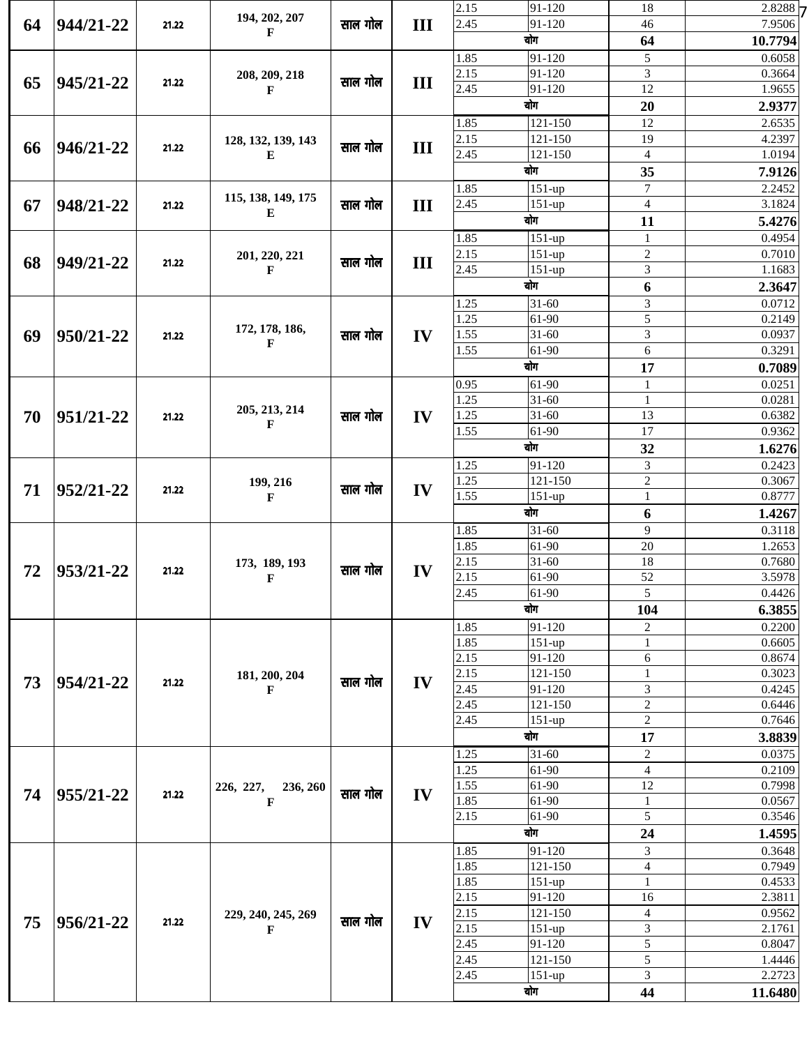| 64 | 944/21-22 | 21.22 | 194, 202, 207 F | साल गोल | III | 2.15 | 91-120 | 18 | 2.8288 |
|---|---|---|---|---|---|---|---|---|---|
| | | | | | | 2.45 | 91-120 | 46 | 7.9506 |
| | | | | | | योग | | 64 | 10.7794 |
| 65 | 945/21-22 | 21.22 | 208, 209, 218 F | साल गोल | III | 1.85 | 91-120 | 5 | 0.6058 |
| | | | | | | 2.15 | 91-120 | 3 | 0.3664 |
| | | | | | | 2.45 | 91-120 | 12 | 1.9655 |
| | | | | | | योग | | 20 | 2.9377 |
| 66 | 946/21-22 | 21.22 | 128, 132, 139, 143 E | साल गोल | III | 1.85 | 121-150 | 12 | 2.6535 |
| | | | | | | 2.15 | 121-150 | 19 | 4.2397 |
| | | | | | | 2.45 | 121-150 | 4 | 1.0194 |
| | | | | | | योग | | 35 | 7.9126 |
| 67 | 948/21-22 | 21.22 | 115, 138, 149, 175 E | साल गोल | III | 1.85 | 151-up | 7 | 2.2452 |
| | | | | | | 2.45 | 151-up | 4 | 3.1824 |
| | | | | | | योग | | 11 | 5.4276 |
| 68 | 949/21-22 | 21.22 | 201, 220, 221 F | साल गोल | III | 1.85 | 151-up | 1 | 0.4954 |
| | | | | | | 2.15 | 151-up | 2 | 0.7010 |
| | | | | | | 2.45 | 151-up | 3 | 1.1683 |
| | | | | | | योग | | 6 | 2.3647 |
| 69 | 950/21-22 | 21.22 | 172, 178, 186, F | साल गोल | IV | 1.25 | 31-60 | 3 | 0.0712 |
| | | | | | | 1.25 | 61-90 | 5 | 0.2149 |
| | | | | | | 1.55 | 31-60 | 3 | 0.0937 |
| | | | | | | 1.55 | 61-90 | 6 | 0.3291 |
| | | | | | | योग | | 17 | 0.7089 |
| 70 | 951/21-22 | 21.22 | 205, 213, 214 F | साल गोल | IV | 0.95 | 61-90 | 1 | 0.0251 |
| | | | | | | 1.25 | 31-60 | 1 | 0.0281 |
| | | | | | | 1.25 | 31-60 | 13 | 0.6382 |
| | | | | | | 1.55 | 61-90 | 17 | 0.9362 |
| | | | | | | योग | | 32 | 1.6276 |
| 71 | 952/21-22 | 21.22 | 199, 216 F | साल गोल | IV | 1.25 | 91-120 | 3 | 0.2423 |
| | | | | | | 1.25 | 121-150 | 2 | 0.3067 |
| | | | | | | 1.55 | 151-up | 1 | 0.8777 |
| | | | | | | योग | | 6 | 1.4267 |
| 72 | 953/21-22 | 21.22 | 173, 189, 193 F | साल गोल | IV | 1.85 | 31-60 | 9 | 0.3118 |
| | | | | | | 1.85 | 61-90 | 20 | 1.2653 |
| | | | | | | 2.15 | 31-60 | 18 | 0.7680 |
| | | | | | | 2.15 | 61-90 | 52 | 3.5978 |
| | | | | | | 2.45 | 61-90 | 5 | 0.4426 |
| | | | | | | योग | | 104 | 6.3855 |
| 73 | 954/21-22 | 21.22 | 181, 200, 204 F | साल गोल | IV | 1.85 | 91-120 | 2 | 0.2200 |
| | | | | | | 1.85 | 151-up | 1 | 0.6605 |
| | | | | | | 2.15 | 91-120 | 6 | 0.8674 |
| | | | | | | 2.15 | 121-150 | 1 | 0.3023 |
| | | | | | | 2.45 | 91-120 | 3 | 0.4245 |
| | | | | | | 2.45 | 121-150 | 2 | 0.6446 |
| | | | | | | 2.45 | 151-up | 2 | 0.7646 |
| | | | | | | योग | | 17 | 3.8839 |
| 74 | 955/21-22 | 21.22 | 226, 227, 236, 260 F | साल गोल | IV | 1.25 | 31-60 | 2 | 0.0375 |
| | | | | | | 1.25 | 61-90 | 4 | 0.2109 |
| | | | | | | 1.55 | 61-90 | 12 | 0.7998 |
| | | | | | | 1.85 | 61-90 | 1 | 0.0567 |
| | | | | | | 2.15 | 61-90 | 5 | 0.3546 |
| | | | | | | योग | | 24 | 1.4595 |
| 75 | 956/21-22 | 21.22 | 229, 240, 245, 269 F | साल गोल | IV | 1.85 | 91-120 | 3 | 0.3648 |
| | | | | | | 1.85 | 121-150 | 4 | 0.7949 |
| | | | | | | 1.85 | 151-up | 1 | 0.4533 |
| | | | | | | 2.15 | 91-120 | 16 | 2.3811 |
| | | | | | | 2.15 | 121-150 | 4 | 0.9562 |
| | | | | | | 2.15 | 151-up | 3 | 2.1761 |
| | | | | | | 2.45 | 91-120 | 5 | 0.8047 |
| | | | | | | 2.45 | 121-150 | 5 | 1.4446 |
| | | | | | | 2.45 | 151-up | 3 | 2.2723 |
| | | | | | | योग | | 44 | 11.6480 |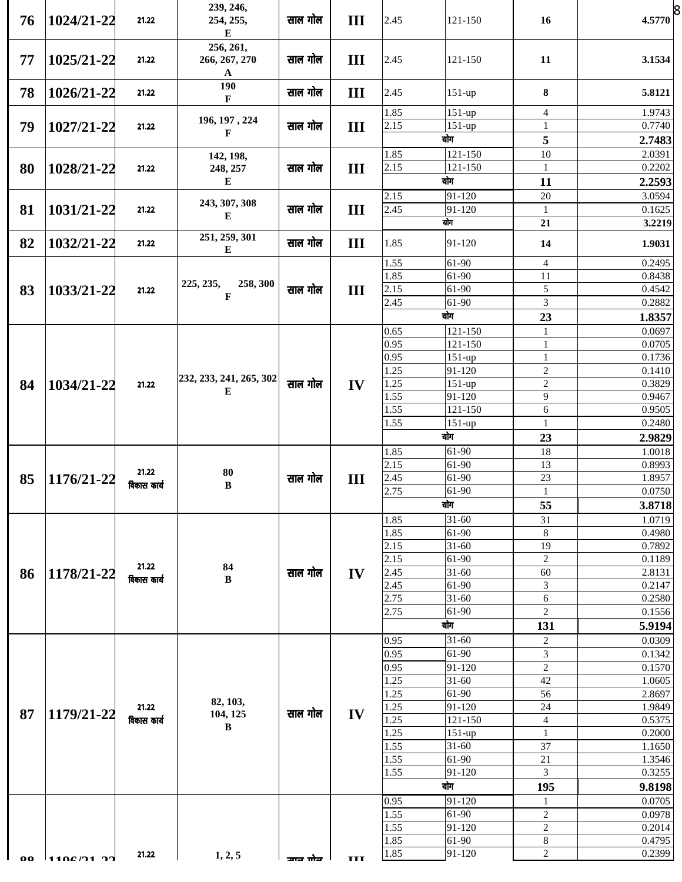| 76 | 1024/21-22 | 21.22 | 239, 246, 254, 255, E | साल गोल | III | 2.45 | 121-150 | 16 | 4.5770 |
|---|---|---|---|---|---|---|---|---|---|
| 77 | 1025/21-22 | 21.22 | 256, 261, 266, 267, 270 A | साल गोल | III | 2.45 | 121-150 | 11 | 3.1534 |
| 78 | 1026/21-22 | 21.22 | 190 F | साल गोल | III | 2.45 | 151-up | 8 | 5.8121 |
| 79 | 1027/21-22 | 21.22 | 196, 197 , 224 F | साल गोल | III | 1.85 | 151-up | 4 | 1.9743 |
| | | | | | | 2.15 | 151-up | 1 | 0.7740 |
| | | | | | | योग | | 5 | 2.7483 |
| 80 | 1028/21-22 | 21.22 | 142, 198, 248, 257 E | साल गोल | III | 1.85 | 121-150 | 10 | 2.0391 |
| | | | | | | 2.15 | 121-150 | 1 | 0.2202 |
| | | | | | | योग | | 11 | 2.2593 |
| 81 | 1031/21-22 | 21.22 | 243, 307, 308 E | साल गोल | III | 2.15 | 91-120 | 20 | 3.0594 |
| | | | | | | 2.45 | 91-120 | 1 | 0.1625 |
| | | | | | | योग | | 21 | 3.2219 |
| 82 | 1032/21-22 | 21.22 | 251, 259, 301 E | साल गोल | III | 1.85 | 91-120 | 14 | 1.9031 |
| 83 | 1033/21-22 | 21.22 | 225, 235, 258, 300 F | साल गोल | III | 1.55 | 61-90 | 4 | 0.2495 |
| | | | | | | 1.85 | 61-90 | 11 | 0.8438 |
| | | | | | | 2.15 | 61-90 | 5 | 0.4542 |
| | | | | | | 2.45 | 61-90 | 3 | 0.2882 |
| | | | | | | योग | | 23 | 1.8357 |
| 84 | 1034/21-22 | 21.22 | 232, 233, 241, 265, 302 E | साल गोल | IV | 0.65 | 121-150 | 1 | 0.0697 |
| | | | | | | 0.95 | 121-150 | 1 | 0.0705 |
| | | | | | | 0.95 | 151-up | 1 | 0.1736 |
| | | | | | | 1.25 | 91-120 | 2 | 0.1410 |
| | | | | | | 1.25 | 151-up | 2 | 0.3829 |
| | | | | | | 1.55 | 91-120 | 9 | 0.9467 |
| | | | | | | 1.55 | 121-150 | 6 | 0.9505 |
| | | | | | | 1.55 | 151-up | 1 | 0.2480 |
| | | | | | | योग | | 23 | 2.9829 |
| 85 | 1176/21-22 | 21.22 विकास कार्य | 80 B | साल गोल | III | 1.85 | 61-90 | 18 | 1.0018 |
| | | | | | | 2.15 | 61-90 | 13 | 0.8993 |
| | | | | | | 2.45 | 61-90 | 23 | 1.8957 |
| | | | | | | 2.75 | 61-90 | 1 | 0.0750 |
| | | | | | | योग | | 55 | 3.8718 |
| 86 | 1178/21-22 | 21.22 विकास कार्य | 84 B | साल गोल | IV | 1.85 | 31-60 | 31 | 1.0719 |
| | | | | | | 1.85 | 61-90 | 8 | 0.4980 |
| | | | | | | 2.15 | 31-60 | 19 | 0.7892 |
| | | | | | | 2.15 | 61-90 | 2 | 0.1189 |
| | | | | | | 2.45 | 31-60 | 60 | 2.8131 |
| | | | | | | 2.45 | 61-90 | 3 | 0.2147 |
| | | | | | | 2.75 | 31-60 | 6 | 0.2580 |
| | | | | | | 2.75 | 61-90 | 2 | 0.1556 |
| | | | | | | योग | | 131 | 5.9194 |
| 87 | 1179/21-22 | 21.22 विकास कार्य | 82, 103, 104, 125 B | साल गोल | IV | 0.95 | 31-60 | 2 | 0.0309 |
| | | | | | | 0.95 | 61-90 | 3 | 0.1342 |
| | | | | | | 0.95 | 91-120 | 2 | 0.1570 |
| | | | | | | 1.25 | 31-60 | 42 | 1.0605 |
| | | | | | | 1.25 | 61-90 | 56 | 2.8697 |
| | | | | | | 1.25 | 91-120 | 24 | 1.9849 |
| | | | | | | 1.25 | 121-150 | 4 | 0.5375 |
| | | | | | | 1.25 | 151-up | 1 | 0.2000 |
| | | | | | | 1.55 | 31-60 | 37 | 1.1650 |
| | | | | | | 1.55 | 61-90 | 21 | 1.3546 |
| | | | | | | 1.55 | 91-120 | 3 | 0.3255 |
| | | | | | | योग | | 195 | 9.8198 |
| 88 | 1196/21-22 | 21.22 | 1, 2, 5 | साल गोल | III | 0.95 | 91-120 | 1 | 0.0705 |
| | | | | | | 1.55 | 61-90 | 2 | 0.0978 |
| | | | | | | 1.55 | 91-120 | 2 | 0.2014 |
| | | | | | | 1.85 | 61-90 | 8 | 0.4795 |
| | | | | | | 1.85 | 91-120 | 2 | 0.2399 |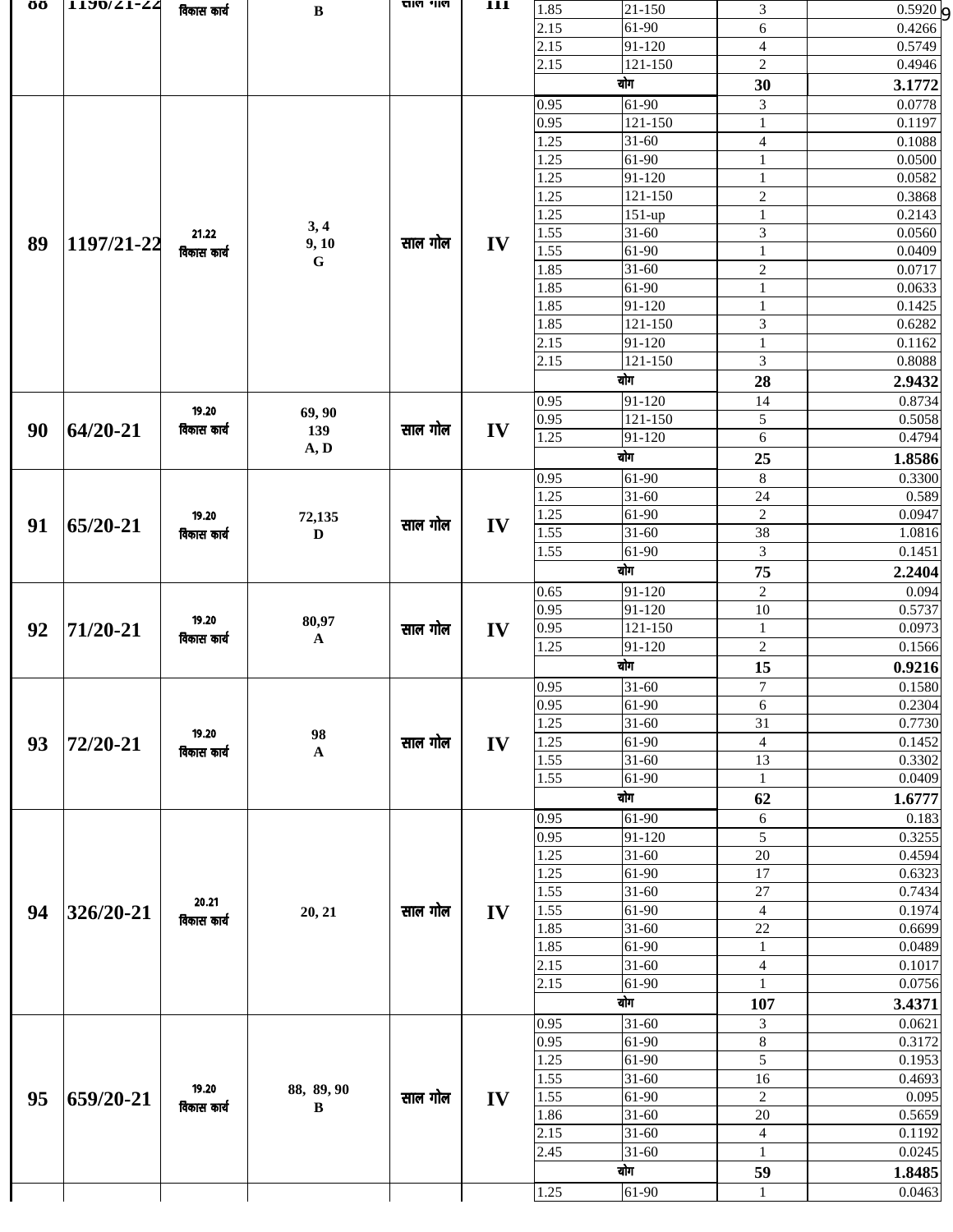| 88 | 1196/21-22 | विकास कार्य | B | साल गोल | III | 1.85 | 21-150 | 3 | 0.5920 |
|---|---|---|---|---|---|---|---|---|---|
| | | | | | | 2.15 | 61-90 | 6 | 0.4266 |
| | | | | | | 2.15 | 91-120 | 4 | 0.5749 |
| | | | | | | 2.15 | 121-150 | 2 | 0.4946 |
| | | | | | | योग | | **30** | **3.1772** |
| 89 | 1197/21-22 | 21.22 विकास कार्य | 3, 4 9, 10 G | साल गोल | IV | 0.95 | 61-90 | 3 | 0.0778 |
| | | | | | | 0.95 | 121-150 | 1 | 0.1197 |
| | | | | | | 1.25 | 31-60 | 4 | 0.1088 |
| | | | | | | 1.25 | 61-90 | 1 | 0.0500 |
| | | | | | | 1.25 | 91-120 | 1 | 0.0582 |
| | | | | | | 1.25 | 121-150 | 2 | 0.3868 |
| | | | | | | 1.25 | 151-up | 1 | 0.2143 |
| | | | | | | 1.55 | 31-60 | 3 | 0.0560 |
| | | | | | | 1.55 | 61-90 | 1 | 0.0409 |
| | | | | | | 1.85 | 31-60 | 2 | 0.0717 |
| | | | | | | 1.85 | 61-90 | 1 | 0.0633 |
| | | | | | | 1.85 | 91-120 | 1 | 0.1425 |
| | | | | | | 1.85 | 121-150 | 3 | 0.6282 |
| | | | | | | 2.15 | 91-120 | 1 | 0.1162 |
| | | | | | | 2.15 | 121-150 | 3 | 0.8088 |
| | | | | | | योग | | **28** | **2.9432** |
| 90 | 64/20-21 | 19.20 विकास कार्य | 69, 90 139 A, D | साल गोल | IV | 0.95 | 91-120 | 14 | 0.8734 |
| | | | | | | 0.95 | 121-150 | 5 | 0.5058 |
| | | | | | | 1.25 | 91-120 | 6 | 0.4794 |
| | | | | | | योग | | **25** | **1.8586** |
| 91 | 65/20-21 | 19.20 विकास कार्य | 72,135 D | साल गोल | IV | 0.95 | 61-90 | 8 | 0.3300 |
| | | | | | | 1.25 | 31-60 | 24 | 0.589 |
| | | | | | | 1.25 | 61-90 | 2 | 0.0947 |
| | | | | | | 1.55 | 31-60 | 38 | 1.0816 |
| | | | | | | 1.55 | 61-90 | 3 | 0.1451 |
| | | | | | | योग | | **75** | **2.2404** |
| 92 | 71/20-21 | 19.20 विकास कार्य | 80,97 A | साल गोल | IV | 0.65 | 91-120 | 2 | 0.094 |
| | | | | | | 0.95 | 91-120 | 10 | 0.5737 |
| | | | | | | 0.95 | 121-150 | 1 | 0.0973 |
| | | | | | | 1.25 | 91-120 | 2 | 0.1566 |
| | | | | | | योग | | **15** | **0.9216** |
| 93 | 72/20-21 | 19.20 विकास कार्य | 98 A | साल गोल | IV | 0.95 | 31-60 | 7 | 0.1580 |
| | | | | | | 0.95 | 61-90 | 6 | 0.2304 |
| | | | | | | 1.25 | 31-60 | 31 | 0.7730 |
| | | | | | | 1.25 | 61-90 | 4 | 0.1452 |
| | | | | | | 1.55 | 31-60 | 13 | 0.3302 |
| | | | | | | 1.55 | 61-90 | 1 | 0.0409 |
| | | | | | | योग | | **62** | **1.6777** |
| 94 | 326/20-21 | 20.21 विकास कार्य | 20, 21 | साल गोल | IV | 0.95 | 61-90 | 6 | 0.183 |
| | | | | | | 0.95 | 91-120 | 5 | 0.3255 |
| | | | | | | 1.25 | 31-60 | 20 | 0.4594 |
| | | | | | | 1.25 | 61-90 | 17 | 0.6323 |
| | | | | | | 1.55 | 31-60 | 27 | 0.7434 |
| | | | | | | 1.55 | 61-90 | 4 | 0.1974 |
| | | | | | | 1.85 | 31-60 | 22 | 0.6699 |
| | | | | | | 1.85 | 61-90 | 1 | 0.0489 |
| | | | | | | 2.15 | 31-60 | 4 | 0.1017 |
| | | | | | | 2.15 | 61-90 | 1 | 0.0756 |
| | | | | | | योग | | **107** | **3.4371** |
| 95 | 659/20-21 | 19.20 विकास कार्य | 88, 89, 90 B | साल गोल | IV | 0.95 | 31-60 | 3 | 0.0621 |
| | | | | | | 0.95 | 61-90 | 8 | 0.3172 |
| | | | | | | 1.25 | 61-90 | 5 | 0.1953 |
| | | | | | | 1.55 | 31-60 | 16 | 0.4693 |
| | | | | | | 1.55 | 61-90 | 2 | 0.095 |
| | | | | | | 1.86 | 31-60 | 20 | 0.5659 |
| | | | | | | 2.15 | 31-60 | 4 | 0.1192 |
| | | | | | | 2.45 | 31-60 | 1 | 0.0245 |
| | | | | | | योग | | **59** | **1.8485** |
| | | | | | | 1.25 | 61-90 | 1 | 0.0463 |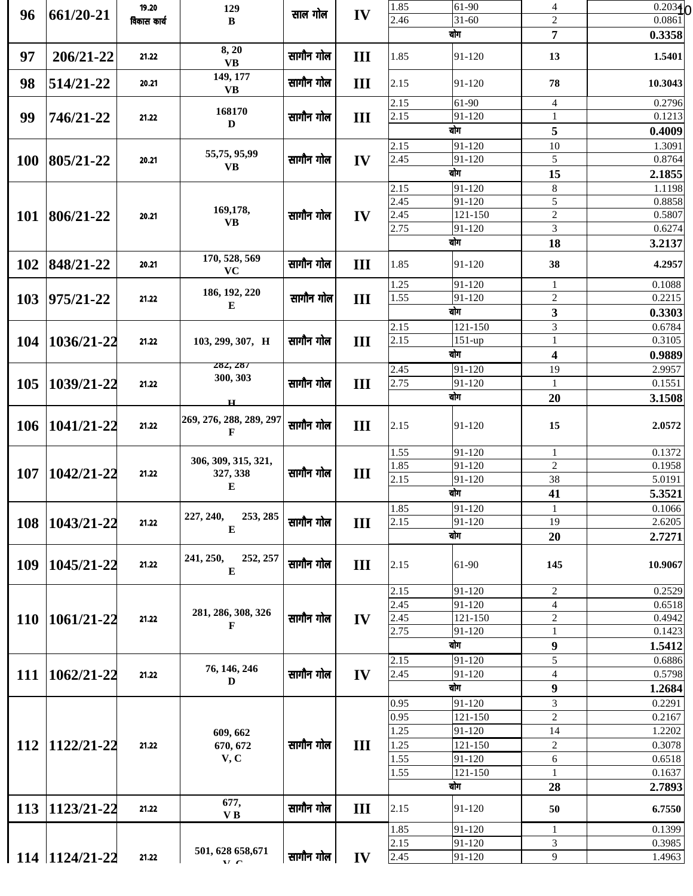| 96 | 661/20-21 | 19.20 विकास कार्य | 129 B | साल गोल | IV | 1.85 | 61-90 | 4 | 0.2034 |
|---|---|---|---|---|---|---|---|---|---|
| | | | | | | 2.46 | 31-60 | 2 | 0.0861 |
| | | | | | | योग | | 7 | 0.3358 |
| 97 | 206/21-22 | 21.22 | 8, 20 VB | सागौन गोल | III | 1.85 | 91-120 | 13 | 1.5401 |
| 98 | 514/21-22 | 20.21 | 149, 177 VB | सागौन गोल | III | 2.15 | 91-120 | 78 | 10.3043 |
| 99 | 746/21-22 | 21.22 | 168170 D | सागौन गोल | III | 2.15 | 61-90 | 4 | 0.2796 |
| | | | | | | 2.15 | 91-120 | 1 | 0.1213 |
| | | | | | | योग | | 5 | 0.4009 |
| 100 | 805/21-22 | 20.21 | 55,75, 95,99 VB | सागौन गोल | IV | 2.15 | 91-120 | 10 | 1.3091 |
| | | | | | | 2.45 | 91-120 | 5 | 0.8764 |
| | | | | | | योग | | 15 | 2.1855 |
| 101 | 806/21-22 | 20.21 | 169,178, VB | सागौन गोल | IV | 2.15 | 91-120 | 8 | 1.1198 |
| | | | | | | 2.45 | 91-120 | 5 | 0.8858 |
| | | | | | | 2.45 | 121-150 | 2 | 0.5807 |
| | | | | | | 2.75 | 91-120 | 3 | 0.6274 |
| | | | | | | योग | | 18 | 3.2137 |
| 102 | 848/21-22 | 20.21 | 170, 528, 569 VC | सागौन गोल | III | 1.85 | 91-120 | 38 | 4.2957 |
| 103 | 975/21-22 | 21.22 | 186, 192, 220 E | सागौन गोल | III | 1.25 | 91-120 | 1 | 0.1088 |
| | | | | | | 1.55 | 91-120 | 2 | 0.2215 |
| | | | | | | योग | | 3 | 0.3303 |
| 104 | 1036/21-22 | 21.22 | 103, 299, 307, H | सागौन गोल | III | 2.15 | 121-150 | 3 | 0.6784 |
| | | | | | | 2.15 | 151-up | 1 | 0.3105 |
| | | | | | | योग | | 4 | 0.9889 |
| 105 | 1039/21-22 | 21.22 | 282, 287 300, 303 H | सागौन गोल | III | 2.45 | 91-120 | 19 | 2.9957 |
| | | | | | | 2.75 | 91-120 | 1 | 0.1551 |
| | | | | | | योग | | 20 | 3.1508 |
| 106 | 1041/21-22 | 21.22 | 269, 276, 288, 289, 297 F | सागौन गोल | III | 2.15 | 91-120 | 15 | 2.0572 |
| 107 | 1042/21-22 | 21.22 | 306, 309, 315, 321, 327, 338 E | सागौन गोल | III | 1.55 | 91-120 | 1 | 0.1372 |
| | | | | | | 1.85 | 91-120 | 2 | 0.1958 |
| | | | | | | 2.15 | 91-120 | 38 | 5.0191 |
| | | | | | | योग | | 41 | 5.3521 |
| 108 | 1043/21-22 | 21.22 | 227, 240, 253, 285 E | सागौन गोल | III | 1.85 | 91-120 | 1 | 0.1066 |
| | | | | | | 2.15 | 91-120 | 19 | 2.6205 |
| | | | | | | योग | | 20 | 2.7271 |
| 109 | 1045/21-22 | 21.22 | 241, 250, 252, 257 E | सागौन गोल | III | 2.15 | 61-90 | 145 | 10.9067 |
| 110 | 1061/21-22 | 21.22 | 281, 286, 308, 326 F | सागौन गोल | IV | 2.15 | 91-120 | 2 | 0.2529 |
| | | | | | | 2.45 | 91-120 | 4 | 0.6518 |
| | | | | | | 2.45 | 121-150 | 2 | 0.4942 |
| | | | | | | 2.75 | 91-120 | 1 | 0.1423 |
| | | | | | | योग | | 9 | 1.5412 |
| 111 | 1062/21-22 | 21.22 | 76, 146, 246 D | सागौन गोल | IV | 2.15 | 91-120 | 5 | 0.6886 |
| | | | | | | 2.45 | 91-120 | 4 | 0.5798 |
| | | | | | | योग | | 9 | 1.2684 |
| 112 | 1122/21-22 | 21.22 | 609, 662 670, 672 V, C | सागौन गोल | III | 0.95 | 91-120 | 3 | 0.2291 |
| | | | | | | 0.95 | 121-150 | 2 | 0.2167 |
| | | | | | | 1.25 | 91-120 | 14 | 1.2202 |
| | | | | | | 1.25 | 121-150 | 2 | 0.3078 |
| | | | | | | 1.55 | 91-120 | 6 | 0.6518 |
| | | | | | | 1.55 | 121-150 | 1 | 0.1637 |
| | | | | | | योग | | 28 | 2.7893 |
| 113 | 1123/21-22 | 21.22 | 677, V B | सागौन गोल | III | 2.15 | 91-120 | 50 | 6.7550 |
| 114 | 1124/21-22 | 21.22 | 501, 628 658,671 V, C | सागौन गोल | IV | 1.85 | 91-120 | 1 | 0.1399 |
| | | | | | | 2.15 | 91-120 | 3 | 0.3985 |
| | | | | | | 2.45 | 91-120 | 9 | 1.4963 |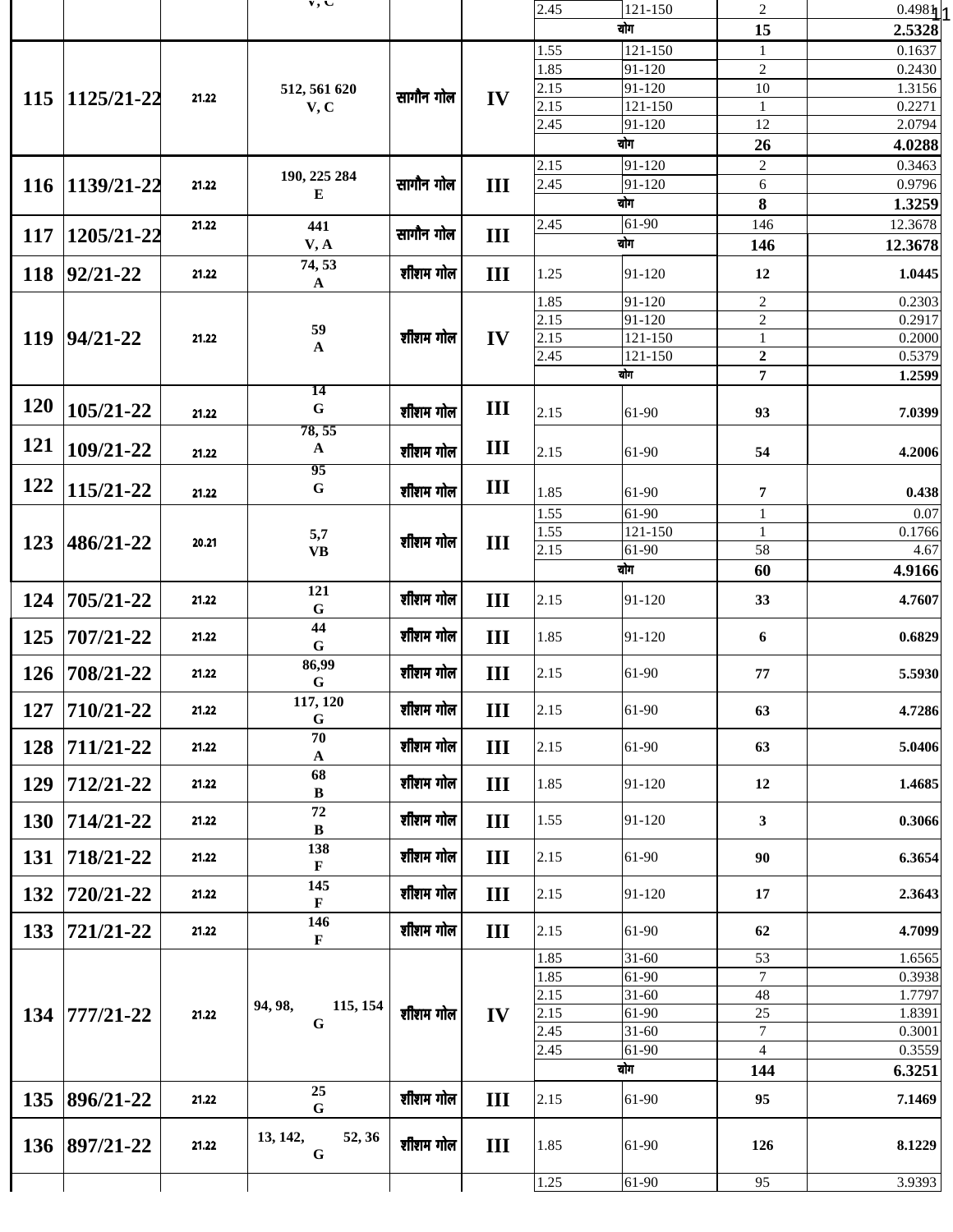| | | | V, C | | | 2.45 | 121-150 | 2 | 0.4981 |
|---|---|---|---|---|---|---|---|---|---|
| | | | | | | योग | | **15** | **2.5328** |
| **115** | **1125/21-22** | 21.22 | **512, 561 620 V, C** | **सागौन गोल** | **IV** | 1.55 | 121-150 | 1 | 0.1637 |
| | | | | | | 1.85 | 91-120 | 2 | 0.2430 |
| | | | | | | 2.15 | 91-120 | 10 | 1.3156 |
| | | | | | | 2.15 | 121-150 | 1 | 0.2271 |
| | | | | | | 2.45 | 91-120 | 12 | 2.0794 |
| | | | | | | योग | | **26** | **4.0288** |
| **116** | **1139/21-22** | 21.22 | **190, 225 284 E** | **सागौन गोल** | **III** | 2.15 | 91-120 | 2 | 0.3463 |
| | | | | | | 2.45 | 91-120 | 6 | 0.9796 |
| | | | | | | योग | | **8** | **1.3259** |
| **117** | **1205/21-22** | 21.22 | **441 V, A** | **सागौन गोल** | **III** | 2.45 | 61-90 | 146 | 12.3678 |
| | | | | | | योग | | **146** | **12.3678** |
| **118** | **92/21-22** | 21.22 | **74, 53 A** | **शीशम गोल** | **III** | 1.25 | 91-120 | **12** | **1.0445** |
| **119** | **94/21-22** | 21.22 | **59 A** | **शीशम गोल** | **IV** | 1.85 | 91-120 | 2 | 0.2303 |
| | | | | | | 2.15 | 91-120 | 2 | 0.2917 |
| | | | | | | 2.15 | 121-150 | 1 | 0.2000 |
| | | | | | | 2.45 | 121-150 | **2** | 0.5379 |
| | | | | | | योग | | **7** | **1.2599** |
| **120** | **105/21-22** | 21.22 | **14 G** | **शीशम गोल** | **III** | 2.15 | 61-90 | **93** | **7.0399** |
| **121** | **109/21-22** | 21.22 | **78, 55 A** | **शीशम गोल** | **III** | 2.15 | 61-90 | **54** | **4.2006** |
| **122** | **115/21-22** | 21.22 | **95 G** | **शीशम गोल** | **III** | 1.85 | 61-90 | **7** | **0.438** |
| **123** | **486/21-22** | 20.21 | **5,7 VB** | **शीशम गोल** | **III** | 1.55 | 61-90 | 1 | 0.07 |
| | | | | | | 1.55 | 121-150 | 1 | 0.1766 |
| | | | | | | 2.15 | 61-90 | 58 | 4.67 |
| | | | | | | योग | | **60** | **4.9166** |
| **124** | **705/21-22** | 21.22 | **121 G** | **शीशम गोल** | **III** | 2.15 | 91-120 | **33** | **4.7607** |
| **125** | **707/21-22** | 21.22 | **44 G** | **शीशम गोल** | **III** | 1.85 | 91-120 | **6** | **0.6829** |
| **126** | **708/21-22** | 21.22 | **86,99 G** | **शीशम गोल** | **III** | 2.15 | 61-90 | **77** | **5.5930** |
| **127** | **710/21-22** | 21.22 | **117, 120 G** | **शीशम गोल** | **III** | 2.15 | 61-90 | **63** | **4.7286** |
| **128** | **711/21-22** | 21.22 | **70 A** | **शीशम गोल** | **III** | 2.15 | 61-90 | **63** | **5.0406** |
| **129** | **712/21-22** | 21.22 | **68 B** | **शीशम गोल** | **III** | 1.85 | 91-120 | **12** | **1.4685** |
| **130** | **714/21-22** | 21.22 | **72 B** | **शीशम गोल** | **III** | 1.55 | 91-120 | **3** | **0.3066** |
| **131** | **718/21-22** | 21.22 | **138 F** | **शीशम गोल** | **III** | 2.15 | 61-90 | **90** | **6.3654** |
| **132** | **720/21-22** | 21.22 | **145 F** | **शीशम गोल** | **III** | 2.15 | 91-120 | **17** | **2.3643** |
| **133** | **721/21-22** | 21.22 | **146 F** | **शीशम गोल** | **III** | 2.15 | 61-90 | **62** | **4.7099** |
| **134** | **777/21-22** | 21.22 | **94, 98, 115, 154 G** | **शीशम गोल** | **IV** | 1.85 | 31-60 | 53 | 1.6565 |
| | | | | | | 1.85 | 61-90 | 7 | 0.3938 |
| | | | | | | 2.15 | 31-60 | 48 | 1.7797 |
| | | | | | | 2.15 | 61-90 | 25 | 1.8391 |
| | | | | | | 2.45 | 31-60 | 7 | 0.3001 |
| | | | | | | 2.45 | 61-90 | 4 | 0.3559 |
| | | | | | | योग | | **144** | **6.3251** |
| **135** | **896/21-22** | 21.22 | **25 G** | **शीशम गोल** | **III** | 2.15 | 61-90 | **95** | **7.1469** |
| **136** | **897/21-22** | 21.22 | **13, 142, 52, 36 G** | **शीशम गोल** | **III** | 1.85 | 61-90 | **126** | **8.1229** |
| | | | | | | 1.25 | 61-90 | 95 | 3.9393 |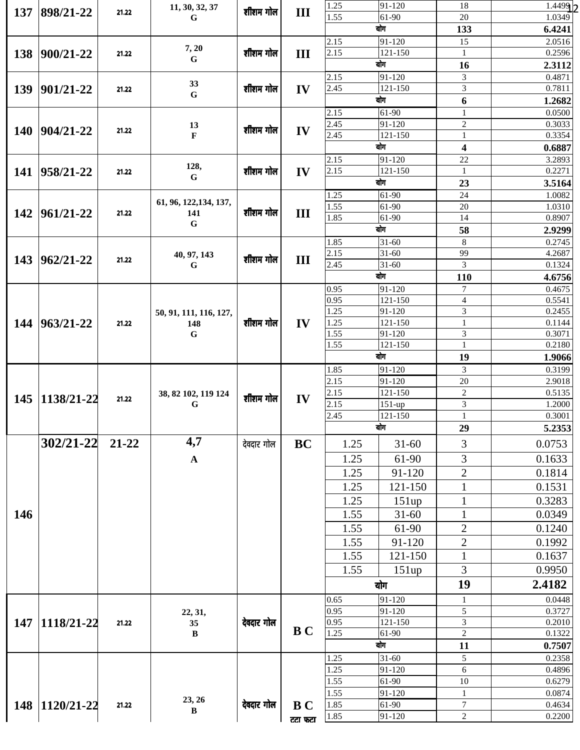| 137 | 898/21-22 | 21.22 | 11, 30, 32, 37 G | शीशम गोल | III | 1.25 | 91-120 | 18 | 1.4499 |
|---|---|---|---|---|---|---|---|---|---|
| | | | | | | 1.55 | 61-90 | 20 | 1.0349 |
| | | | | | | योग | | 133 | 6.4241 |
| 138 | 900/21-22 | 21.22 | 7, 20 G | शीशम गोल | III | 2.15 | 91-120 | 15 | 2.0516 |
| | | | | | | 2.15 | 121-150 | 1 | 0.2596 |
| | | | | | | योग | | 16 | 2.3112 |
| 139 | 901/21-22 | 21.22 | 33 G | शीशम गोल | IV | 2.15 | 91-120 | 3 | 0.4871 |
| | | | | | | 2.45 | 121-150 | 3 | 0.7811 |
| | | | | | | योग | | 6 | 1.2682 |
| 140 | 904/21-22 | 21.22 | 13 F | शीशम गोल | IV | 2.15 | 61-90 | 1 | 0.0500 |
| | | | | | | 2.45 | 91-120 | 2 | 0.3033 |
| | | | | | | 2.45 | 121-150 | 1 | 0.3354 |
| | | | | | | योग | | 4 | 0.6887 |
| 141 | 958/21-22 | 21.22 | 128, G | शीशम गोल | IV | 2.15 | 91-120 | 22 | 3.2893 |
| | | | | | | 2.15 | 121-150 | 1 | 0.2271 |
| | | | | | | योग | | 23 | 3.5164 |
| 142 | 961/21-22 | 21.22 | 61, 96, 122,134, 137, 141 G | शीशम गोल | III | 1.25 | 61-90 | 24 | 1.0082 |
| | | | | | | 1.55 | 61-90 | 20 | 1.0310 |
| | | | | | | 1.85 | 61-90 | 14 | 0.8907 |
| | | | | | | योग | | 58 | 2.9299 |
| 143 | 962/21-22 | 21.22 | 40, 97, 143 G | शीशम गोल | III | 1.85 | 31-60 | 8 | 0.2745 |
| | | | | | | 2.15 | 31-60 | 99 | 4.2687 |
| | | | | | | 2.45 | 31-60 | 3 | 0.1324 |
| | | | | | | योग | | 110 | 4.6756 |
| 144 | 963/21-22 | 21.22 | 50, 91, 111, 116, 127, 148 G | शीशम गोल | IV | 0.95 | 91-120 | 7 | 0.4675 |
| | | | | | | 0.95 | 121-150 | 4 | 0.5541 |
| | | | | | | 1.25 | 91-120 | 3 | 0.2455 |
| | | | | | | 1.25 | 121-150 | 1 | 0.1144 |
| | | | | | | 1.55 | 91-120 | 3 | 0.3071 |
| | | | | | | 1.55 | 121-150 | 1 | 0.2180 |
| | | | | | | योग | | 19 | 1.9066 |
| 145 | 1138/21-22 | 21.22 | 38, 82 102, 119 124 G | शीशम गोल | IV | 1.85 | 91-120 | 3 | 0.3199 |
| | | | | | | 2.15 | 91-120 | 20 | 2.9018 |
| | | | | | | 2.15 | 121-150 | 2 | 0.5135 |
| | | | | | | 2.15 | 151-up | 3 | 1.2000 |
| | | | | | | 2.45 | 121-150 | 1 | 0.3001 |
| | | | | | | योग | | 29 | 5.2353 |
| 146 | 302/21-22 | 21-22 | 4,7 A | देवदार गोल | BC | 1.25 | 31-60 | 3 | 0.0753 |
| | | | | | | 1.25 | 61-90 | 3 | 0.1633 |
| | | | | | | 1.25 | 91-120 | 2 | 0.1814 |
| | | | | | | 1.25 | 121-150 | 1 | 0.1531 |
| | | | | | | 1.25 | 151up | 1 | 0.3283 |
| | | | | | | 1.55 | 31-60 | 1 | 0.0349 |
| | | | | | | 1.55 | 61-90 | 2 | 0.1240 |
| | | | | | | 1.55 | 91-120 | 2 | 0.1992 |
| | | | | | | 1.55 | 121-150 | 1 | 0.1637 |
| | | | | | | 1.55 | 151up | 3 | 0.9950 |
| | | | | | | योग | | 19 | 2.4182 |
| 147 | 1118/21-22 | 21.22 | 22, 31, 35 B | देवदार गोल | B C | 0.65 | 91-120 | 1 | 0.0448 |
| | | | | | | 0.95 | 91-120 | 5 | 0.3727 |
| | | | | | | 0.95 | 121-150 | 3 | 0.2010 |
| | | | | | | 1.25 | 61-90 | 2 | 0.1322 |
| | | | | | | योग | | 11 | 0.7507 |
| 148 | 1120/21-22 | 21.22 | 23, 26 B | देवदार गोल | B C टटा फटा | 1.25 | 31-60 | 5 | 0.2358 |
| | | | | | | 1.25 | 91-120 | 6 | 0.4896 |
| | | | | | | 1.55 | 61-90 | 10 | 0.6279 |
| | | | | | | 1.55 | 91-120 | 1 | 0.0874 |
| | | | | | | 1.85 | 61-90 | 7 | 0.4634 |
| | | | | | | 1.85 | 91-120 | 2 | 0.2200 |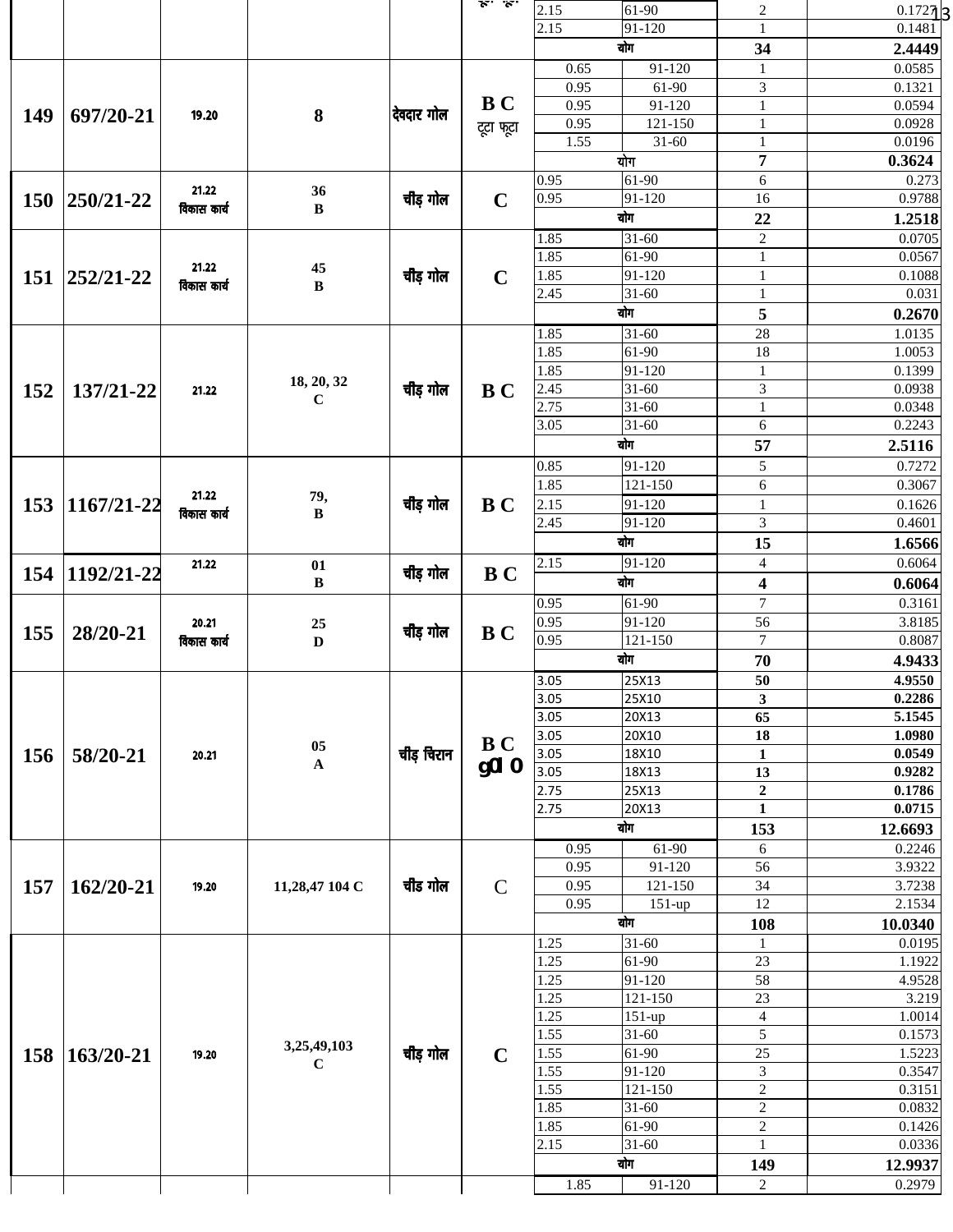| | | | | | | | | | |
|---|---|---|---|---|---|---|---|---|---|
| | | | | | टूटा फूटा | 2.15 | 61-90 | 2 | 0.1727 |
| | | | | | | 2.15 | 91-120 | 1 | 0.1481 |
| | | | | | | योग | | 34 | 2.4449 |
| 149 | 697/20-21 | 19.20 | 8 | देवदार गोल | B C टूटा फूटा | 0.65 | 91-120 | 1 | 0.0585 |
| | | | | | | 0.95 | 61-90 | 3 | 0.1321 |
| | | | | | | 0.95 | 91-120 | 1 | 0.0594 |
| | | | | | | 0.95 | 121-150 | 1 | 0.0928 |
| | | | | | | 1.55 | 31-60 | 1 | 0.0196 |
| | | | | | | योग | | 7 | 0.3624 |
| 150 | 250/21-22 | 21.22 विकास कार्य | 36 B | चीड़ गोल | C | 0.95 | 61-90 | 6 | 0.273 |
| | | | | | | 0.95 | 91-120 | 16 | 0.9788 |
| | | | | | | योग | | 22 | 1.2518 |
| 151 | 252/21-22 | 21.22 विकास कार्य | 45 B | चीड़ गोल | C | 1.85 | 31-60 | 2 | 0.0705 |
| | | | | | | 1.85 | 61-90 | 1 | 0.0567 |
| | | | | | | 1.85 | 91-120 | 1 | 0.1088 |
| | | | | | | 2.45 | 31-60 | 1 | 0.031 |
| | | | | | | योग | | 5 | 0.2670 |
| 152 | 137/21-22 | 21.22 | 18, 20, 32 C | चीड़ गोल | B C | 1.85 | 31-60 | 28 | 1.0135 |
| | | | | | | 1.85 | 61-90 | 18 | 1.0053 |
| | | | | | | 1.85 | 91-120 | 1 | 0.1399 |
| | | | | | | 2.45 | 31-60 | 3 | 0.0938 |
| | | | | | | 2.75 | 31-60 | 1 | 0.0348 |
| | | | | | | 3.05 | 31-60 | 6 | 0.2243 |
| | | | | | | योग | | 57 | 2.5116 |
| 153 | 1167/21-22 | 21.22 विकास कार्य | 79, B | चीड़ गोल | B C | 0.85 | 91-120 | 5 | 0.7272 |
| | | | | | | 1.85 | 121-150 | 6 | 0.3067 |
| | | | | | | 2.15 | 91-120 | 1 | 0.1626 |
| | | | | | | 2.45 | 91-120 | 3 | 0.4601 |
| | | | | | | योग | | 15 | 1.6566 |
| 154 | 1192/21-22 | 21.22 | 01 B | चीड़ गोल | B C | 2.15 | 91-120 | 4 | 0.6064 |
| | | | | | | योग | | 4 | 0.6064 |
| 155 | 28/20-21 | 20.21 विकास कार्य | 25 D | चीड़ गोल | B C | 0.95 | 61-90 | 7 | 0.3161 |
| | | | | | | 0.95 | 91-120 | 56 | 3.8185 |
| | | | | | | 0.95 | 121-150 | 7 | 0.8087 |
| | | | | | | योग | | 70 | 4.9433 |
| 156 | 58/20-21 | 20.21 | 05 A | चीड़ चिरान | B C g010 | 3.05 | 25X13 | 50 | 4.9550 |
| | | | | | | 3.05 | 25X10 | 3 | 0.2286 |
| | | | | | | 3.05 | 20X13 | 65 | 5.1545 |
| | | | | | | 3.05 | 20X10 | 18 | 1.0980 |
| | | | | | | 3.05 | 18X10 | 1 | 0.0549 |
| | | | | | | 3.05 | 18X13 | 13 | 0.9282 |
| | | | | | | 2.75 | 25X13 | 2 | 0.1786 |
| | | | | | | 2.75 | 20X13 | 1 | 0.0715 |
| | | | | | | योग | | 153 | 12.6693 |
| 157 | 162/20-21 | 19.20 | 11,28,47 104 C | चीड गोल | C | 0.95 | 61-90 | 6 | 0.2246 |
| | | | | | | 0.95 | 91-120 | 56 | 3.9322 |
| | | | | | | 0.95 | 121-150 | 34 | 3.7238 |
| | | | | | | 0.95 | 151-up | 12 | 2.1534 |
| | | | | | | योग | | 108 | 10.0340 |
| 158 | 163/20-21 | 19.20 | 3,25,49,103 C | चीड़ गोल | C | 1.25 | 31-60 | 1 | 0.0195 |
| | | | | | | 1.25 | 61-90 | 23 | 1.1922 |
| | | | | | | 1.25 | 91-120 | 58 | 4.9528 |
| | | | | | | 1.25 | 121-150 | 23 | 3.219 |
| | | | | | | 1.25 | 151-up | 4 | 1.0014 |
| | | | | | | 1.55 | 31-60 | 5 | 0.1573 |
| | | | | | | 1.55 | 61-90 | 25 | 1.5223 |
| | | | | | | 1.55 | 91-120 | 3 | 0.3547 |
| | | | | | | 1.55 | 121-150 | 2 | 0.3151 |
| | | | | | | 1.85 | 31-60 | 2 | 0.0832 |
| | | | | | | 1.85 | 61-90 | 2 | 0.1426 |
| | | | | | | 2.15 | 31-60 | 1 | 0.0336 |
| | | | | | | योग | | 149 | 12.9937 |
| | | | | | | 1.85 | 91-120 | 2 | 0.2979 |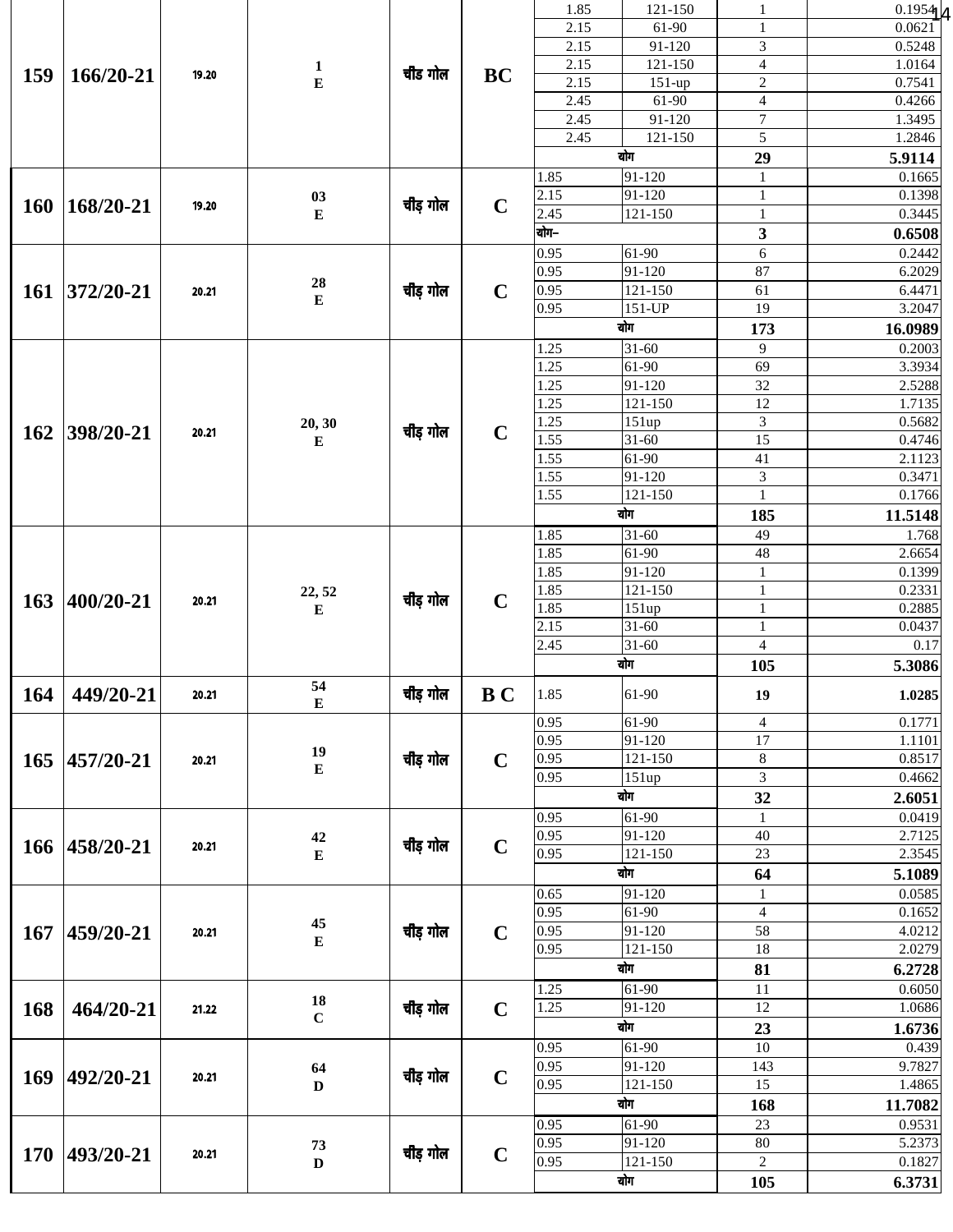| 159 | 166/20-21 | 19.20 | 1 E | चीड़ गोल | BC | 1.85 | 121-150 | 1 | 0.1954 |
|---|---|---|---|---|---|---|---|---|---|
| | | | | | | 2.15 | 61-90 | 1 | 0.0621 |
| | | | | | | 2.15 | 91-120 | 3 | 0.5248 |
| | | | | | | 2.15 | 121-150 | 4 | 1.0164 |
| | | | | | | 2.15 | 151-up | 2 | 0.7541 |
| | | | | | | 2.45 | 61-90 | 4 | 0.4266 |
| | | | | | | 2.45 | 91-120 | 7 | 1.3495 |
| | | | | | | 2.45 | 121-150 | 5 | 1.2846 |
| | | | | | | योग | | **29** | **5.9114** |
| 160 | 168/20-21 | 19.20 | 03 E | चीड़ गोल | C | 1.85 | 91-120 | 1 | 0.1665 |
| | | | | | | 2.15 | 91-120 | 1 | 0.1398 |
| | | | | | | 2.45 | 121-150 | 1 | 0.3445 |
| | | | | | | योग– | | **3** | **0.6508** |
| 161 | 372/20-21 | 20.21 | 28 E | चीड़ गोल | C | 0.95 | 61-90 | 6 | 0.2442 |
| | | | | | | 0.95 | 91-120 | 87 | 6.2029 |
| | | | | | | 0.95 | 121-150 | 61 | 6.4471 |
| | | | | | | 0.95 | 151-UP | 19 | 3.2047 |
| | | | | | | योग | | **173** | **16.0989** |
| 162 | 398/20-21 | 20.21 | 20, 30 E | चीड़ गोल | C | 1.25 | 31-60 | 9 | 0.2003 |
| | | | | | | 1.25 | 61-90 | 69 | 3.3934 |
| | | | | | | 1.25 | 91-120 | 32 | 2.5288 |
| | | | | | | 1.25 | 121-150 | 12 | 1.7135 |
| | | | | | | 1.25 | 151up | 3 | 0.5682 |
| | | | | | | 1.55 | 31-60 | 15 | 0.4746 |
| | | | | | | 1.55 | 61-90 | 41 | 2.1123 |
| | | | | | | 1.55 | 91-120 | 3 | 0.3471 |
| | | | | | | 1.55 | 121-150 | 1 | 0.1766 |
| | | | | | | योग | | **185** | **11.5148** |
| 163 | 400/20-21 | 20.21 | 22, 52 E | चीड़ गोल | C | 1.85 | 31-60 | 49 | 1.768 |
| | | | | | | 1.85 | 61-90 | 48 | 2.6654 |
| | | | | | | 1.85 | 91-120 | 1 | 0.1399 |
| | | | | | | 1.85 | 121-150 | 1 | 0.2331 |
| | | | | | | 1.85 | 151up | 1 | 0.2885 |
| | | | | | | 2.15 | 31-60 | 1 | 0.0437 |
| | | | | | | 2.45 | 31-60 | 4 | 0.17 |
| | | | | | | योग | | **105** | **5.3086** |
| 164 | 449/20-21 | 20.21 | 54 E | चीड़ गोल | B C | 1.85 | 61-90 | **19** | **1.0285** |
| 165 | 457/20-21 | 20.21 | 19 E | चीड़ गोल | C | 0.95 | 61-90 | 4 | 0.1771 |
| | | | | | | 0.95 | 91-120 | 17 | 1.1101 |
| | | | | | | 0.95 | 121-150 | 8 | 0.8517 |
| | | | | | | 0.95 | 151up | 3 | 0.4662 |
| | | | | | | योग | | **32** | **2.6051** |
| 166 | 458/20-21 | 20.21 | 42 E | चीड़ गोल | C | 0.95 | 61-90 | 1 | 0.0419 |
| | | | | | | 0.95 | 91-120 | 40 | 2.7125 |
| | | | | | | 0.95 | 121-150 | 23 | 2.3545 |
| | | | | | | योग | | **64** | **5.1089** |
| 167 | 459/20-21 | 20.21 | 45 E | चीड़ गोल | C | 0.65 | 91-120 | 1 | 0.0585 |
| | | | | | | 0.95 | 61-90 | 4 | 0.1652 |
| | | | | | | 0.95 | 91-120 | 58 | 4.0212 |
| | | | | | | 0.95 | 121-150 | 18 | 2.0279 |
| | | | | | | योग | | **81** | **6.2728** |
| 168 | 464/20-21 | 21.22 | 18 C | चीड़ गोल | C | 1.25 | 61-90 | 11 | 0.6050 |
| | | | | | | 1.25 | 91-120 | 12 | 1.0686 |
| | | | | | | योग | | **23** | **1.6736** |
| 169 | 492/20-21 | 20.21 | 64 D | चीड़ गोल | C | 0.95 | 61-90 | 10 | 0.439 |
| | | | | | | 0.95 | 91-120 | 143 | 9.7827 |
| | | | | | | 0.95 | 121-150 | 15 | 1.4865 |
| | | | | | | योग | | **168** | **11.7082** |
| 170 | 493/20-21 | 20.21 | 73 D | चीड़ गोल | C | 0.95 | 61-90 | 23 | 0.9531 |
| | | | | | | 0.95 | 91-120 | 80 | 5.2373 |
| | | | | | | 0.95 | 121-150 | 2 | 0.1827 |
| | | | | | | योग | | **105** | **6.3731** |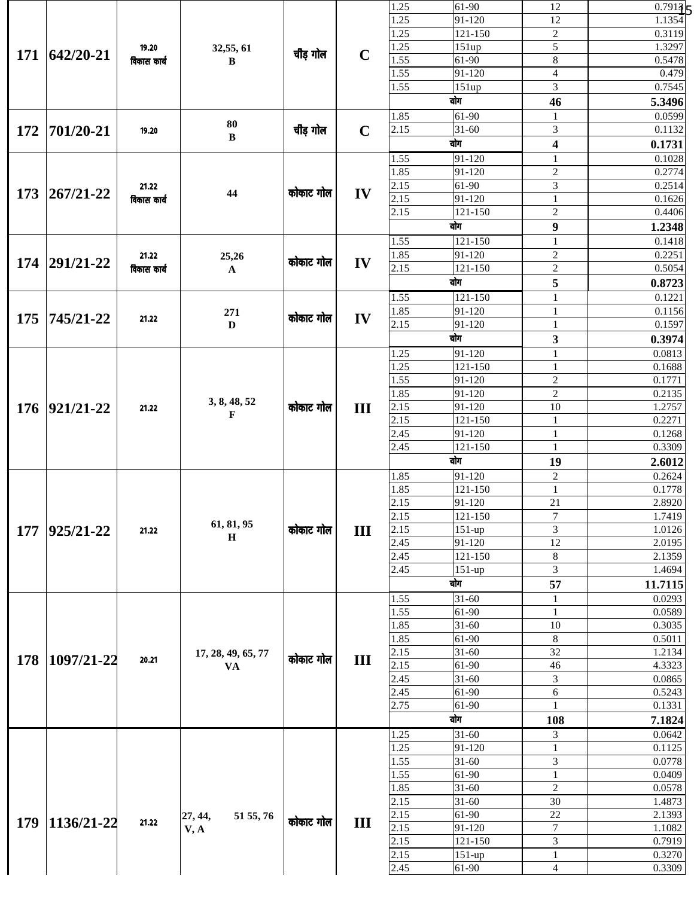| 171 | 642/20-21 | 19.20 विकास कार्य | 32,55, 61 B | चीड़ गोल | C | 1.25 | 61-90 | 12 | 0.7913 |
|---|---|---|---|---|---|---|---|---|---|
| | | | | | | 1.25 | 91-120 | 12 | 1.1354 |
| | | | | | | 1.25 | 121-150 | 2 | 0.3119 |
| | | | | | | 1.25 | 151up | 5 | 1.3297 |
| | | | | | | 1.55 | 61-90 | 8 | 0.5478 |
| | | | | | | 1.55 | 91-120 | 4 | 0.479 |
| | | | | | | 1.55 | 151up | 3 | 0.7545 |
| | | | | | | योग | | **46** | **5.3496** |
| 172 | 701/20-21 | 19.20 | 80 B | चीड़ गोल | C | 1.85 | 61-90 | 1 | 0.0599 |
| | | | | | | 2.15 | 31-60 | 3 | 0.1132 |
| | | | | | | योग | | **4** | **0.1731** |
| 173 | 267/21-22 | 21.22 विकास कार्य | 44 | कोकाट गोल | IV | 1.55 | 91-120 | 1 | 0.1028 |
| | | | | | | 1.85 | 91-120 | 2 | 0.2774 |
| | | | | | | 2.15 | 61-90 | 3 | 0.2514 |
| | | | | | | 2.15 | 91-120 | 1 | 0.1626 |
| | | | | | | 2.15 | 121-150 | 2 | 0.4406 |
| | | | | | | योग | | **9** | **1.2348** |
| 174 | 291/21-22 | 21.22 विकास कार्य | 25,26 A | कोकाट गोल | IV | 1.55 | 121-150 | 1 | 0.1418 |
| | | | | | | 1.85 | 91-120 | 2 | 0.2251 |
| | | | | | | 2.15 | 121-150 | 2 | 0.5054 |
| | | | | | | योग | | **5** | **0.8723** |
| 175 | 745/21-22 | 21.22 | 271 D | कोकाट गोल | IV | 1.55 | 121-150 | 1 | 0.1221 |
| | | | | | | 1.85 | 91-120 | 1 | 0.1156 |
| | | | | | | 2.15 | 91-120 | 1 | 0.1597 |
| | | | | | | योग | | **3** | **0.3974** |
| 176 | 921/21-22 | 21.22 | 3, 8, 48, 52 F | कोकाट गोल | III | 1.25 | 91-120 | 1 | 0.0813 |
| | | | | | | 1.25 | 121-150 | 1 | 0.1688 |
| | | | | | | 1.55 | 91-120 | 2 | 0.1771 |
| | | | | | | 1.85 | 91-120 | 2 | 0.2135 |
| | | | | | | 2.15 | 91-120 | 10 | 1.2757 |
| | | | | | | 2.15 | 121-150 | 1 | 0.2271 |
| | | | | | | 2.45 | 91-120 | 1 | 0.1268 |
| | | | | | | 2.45 | 121-150 | 1 | 0.3309 |
| | | | | | | योग | | **19** | **2.6012** |
| 177 | 925/21-22 | 21.22 | 61, 81, 95 H | कोकाट गोल | III | 1.85 | 91-120 | 2 | 0.2624 |
| | | | | | | 1.85 | 121-150 | 1 | 0.1778 |
| | | | | | | 2.15 | 91-120 | 21 | 2.8920 |
| | | | | | | 2.15 | 121-150 | 7 | 1.7419 |
| | | | | | | 2.15 | 151-up | 3 | 1.0126 |
| | | | | | | 2.45 | 91-120 | 12 | 2.0195 |
| | | | | | | 2.45 | 121-150 | 8 | 2.1359 |
| | | | | | | 2.45 | 151-up | 3 | 1.4694 |
| | | | | | | योग | | **57** | **11.7115** |
| 178 | 1097/21-22 | 20.21 | 17, 28, 49, 65, 77 VA | कोकाट गोल | III | 1.55 | 31-60 | 1 | 0.0293 |
| | | | | | | 1.55 | 61-90 | 1 | 0.0589 |
| | | | | | | 1.85 | 31-60 | 10 | 0.3035 |
| | | | | | | 1.85 | 61-90 | 8 | 0.5011 |
| | | | | | | 2.15 | 31-60 | 32 | 1.2134 |
| | | | | | | 2.15 | 61-90 | 46 | 4.3323 |
| | | | | | | 2.45 | 31-60 | 3 | 0.0865 |
| | | | | | | 2.45 | 61-90 | 6 | 0.5243 |
| | | | | | | 2.75 | 61-90 | 1 | 0.1331 |
| | | | | | | योग | | **108** | **7.1824** |
| 179 | 1136/21-22 | 21.22 | 27, 44, 51 55, 76 V, A | कोकाट गोल | III | 1.25 | 31-60 | 3 | 0.0642 |
| | | | | | | 1.25 | 91-120 | 1 | 0.1125 |
| | | | | | | 1.55 | 31-60 | 3 | 0.0778 |
| | | | | | | 1.55 | 61-90 | 1 | 0.0409 |
| | | | | | | 1.85 | 31-60 | 2 | 0.0578 |
| | | | | | | 2.15 | 31-60 | 30 | 1.4873 |
| | | | | | | 2.15 | 61-90 | 22 | 2.1393 |
| | | | | | | 2.15 | 91-120 | 7 | 1.1082 |
| | | | | | | 2.15 | 121-150 | 3 | 0.7919 |
| | | | | | | 2.15 | 151-up | 1 | 0.3270 |
| | | | | | | 2.45 | 61-90 | 4 | 0.3309 |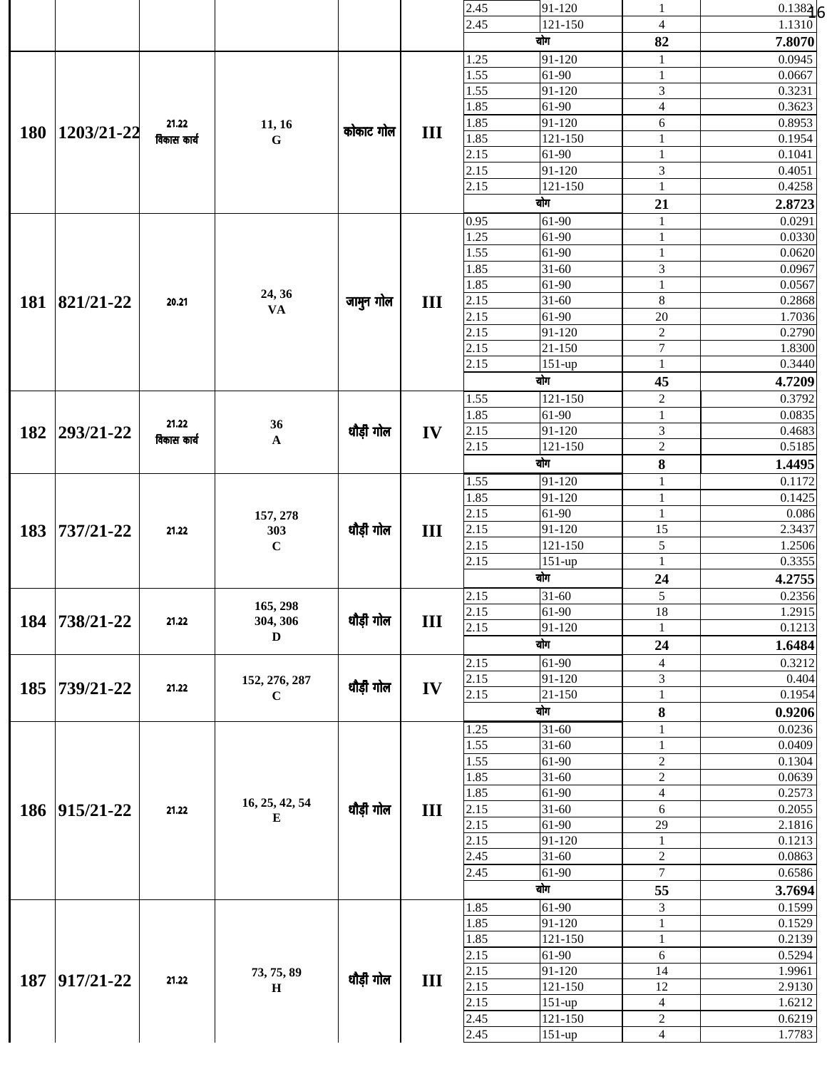| | | | | | | | | | |
|---|---|---|---|---|---|---|---|---|---|
| | | | | | | 2.45 | 91-120 | 1 | 0.1382 |
| | | | | | | 2.45 | 121-150 | 4 | 1.1310 |
| | | | | | | योग | | 82 | 7.8070 |
| **180** | **1203/21-22** | 21.22 विकास कार्य | **11, 16 G** | कोकाट गोल | **III** | 1.25 | 91-120 | 1 | 0.0945 |
| | | | | | | 1.55 | 61-90 | 1 | 0.0667 |
| | | | | | | 1.55 | 91-120 | 3 | 0.3231 |
| | | | | | | 1.85 | 61-90 | 4 | 0.3623 |
| | | | | | | 1.85 | 91-120 | 6 | 0.8953 |
| | | | | | | 1.85 | 121-150 | 1 | 0.1954 |
| | | | | | | 2.15 | 61-90 | 1 | 0.1041 |
| | | | | | | 2.15 | 91-120 | 3 | 0.4051 |
| | | | | | | 2.15 | 121-150 | 1 | 0.4258 |
| | | | | | | योग | | 21 | 2.8723 |
| **181** | **821/21-22** | 20.21 | **24, 36 VA** | जामुन गोल | **III** | 0.95 | 61-90 | 1 | 0.0291 |
| | | | | | | 1.25 | 61-90 | 1 | 0.0330 |
| | | | | | | 1.55 | 61-90 | 1 | 0.0620 |
| | | | | | | 1.85 | 31-60 | 3 | 0.0967 |
| | | | | | | 1.85 | 61-90 | 1 | 0.0567 |
| | | | | | | 2.15 | 31-60 | 8 | 0.2868 |
| | | | | | | 2.15 | 61-90 | 20 | 1.7036 |
| | | | | | | 2.15 | 91-120 | 2 | 0.2790 |
| | | | | | | 2.15 | 21-150 | 7 | 1.8300 |
| | | | | | | 2.15 | 151-up | 1 | 0.3440 |
| | | | | | | योग | | 45 | 4.7209 |
| **182** | **293/21-22** | 21.22 विकास कार्य | **36 A** | धौड़ी गोल | **IV** | 1.55 | 121-150 | 2 | 0.3792 |
| | | | | | | 1.85 | 61-90 | 1 | 0.0835 |
| | | | | | | 2.15 | 91-120 | 3 | 0.4683 |
| | | | | | | 2.15 | 121-150 | 2 | 0.5185 |
| | | | | | | योग | | 8 | 1.4495 |
| **183** | **737/21-22** | 21.22 | **157, 278 303 C** | धौड़ी गोल | **III** | 1.55 | 91-120 | 1 | 0.1172 |
| | | | | | | 1.85 | 91-120 | 1 | 0.1425 |
| | | | | | | 2.15 | 61-90 | 1 | 0.086 |
| | | | | | | 2.15 | 91-120 | 15 | 2.3437 |
| | | | | | | 2.15 | 121-150 | 5 | 1.2506 |
| | | | | | | 2.15 | 151-up | 1 | 0.3355 |
| | | | | | | योग | | 24 | 4.2755 |
| **184** | **738/21-22** | 21.22 | **165, 298 304, 306 D** | धौड़ी गोल | **III** | 2.15 | 31-60 | 5 | 0.2356 |
| | | | | | | 2.15 | 61-90 | 18 | 1.2915 |
| | | | | | | 2.15 | 91-120 | 1 | 0.1213 |
| | | | | | | योग | | 24 | 1.6484 |
| **185** | **739/21-22** | 21.22 | **152, 276, 287 C** | धौड़ी गोल | **IV** | 2.15 | 61-90 | 4 | 0.3212 |
| | | | | | | 2.15 | 91-120 | 3 | 0.404 |
| | | | | | | 2.15 | 21-150 | 1 | 0.1954 |
| | | | | | | योग | | 8 | 0.9206 |
| **186** | **915/21-22** | 21.22 | **16, 25, 42, 54 E** | धौड़ी गोल | **III** | 1.25 | 31-60 | 1 | 0.0236 |
| | | | | | | 1.55 | 31-60 | 1 | 0.0409 |
| | | | | | | 1.55 | 61-90 | 2 | 0.1304 |
| | | | | | | 1.85 | 31-60 | 2 | 0.0639 |
| | | | | | | 1.85 | 61-90 | 4 | 0.2573 |
| | | | | | | 2.15 | 31-60 | 6 | 0.2055 |
| | | | | | | 2.15 | 61-90 | 29 | 2.1816 |
| | | | | | | 2.15 | 91-120 | 1 | 0.1213 |
| | | | | | | 2.45 | 31-60 | 2 | 0.0863 |
| | | | | | | 2.45 | 61-90 | 7 | 0.6586 |
| | | | | | | योग | | 55 | 3.7694 |
| **187** | **917/21-22** | 21.22 | **73, 75, 89 H** | धौड़ी गोल | **III** | 1.85 | 61-90 | 3 | 0.1599 |
| | | | | | | 1.85 | 91-120 | 1 | 0.1529 |
| | | | | | | 1.85 | 121-150 | 1 | 0.2139 |
| | | | | | | 2.15 | 61-90 | 6 | 0.5294 |
| | | | | | | 2.15 | 91-120 | 14 | 1.9961 |
| | | | | | | 2.15 | 121-150 | 12 | 2.9130 |
| | | | | | | 2.15 | 151-up | 4 | 1.6212 |
| | | | | | | 2.45 | 121-150 | 2 | 0.6219 |
| | | | | | | 2.45 | 151-up | 4 | 1.7783 |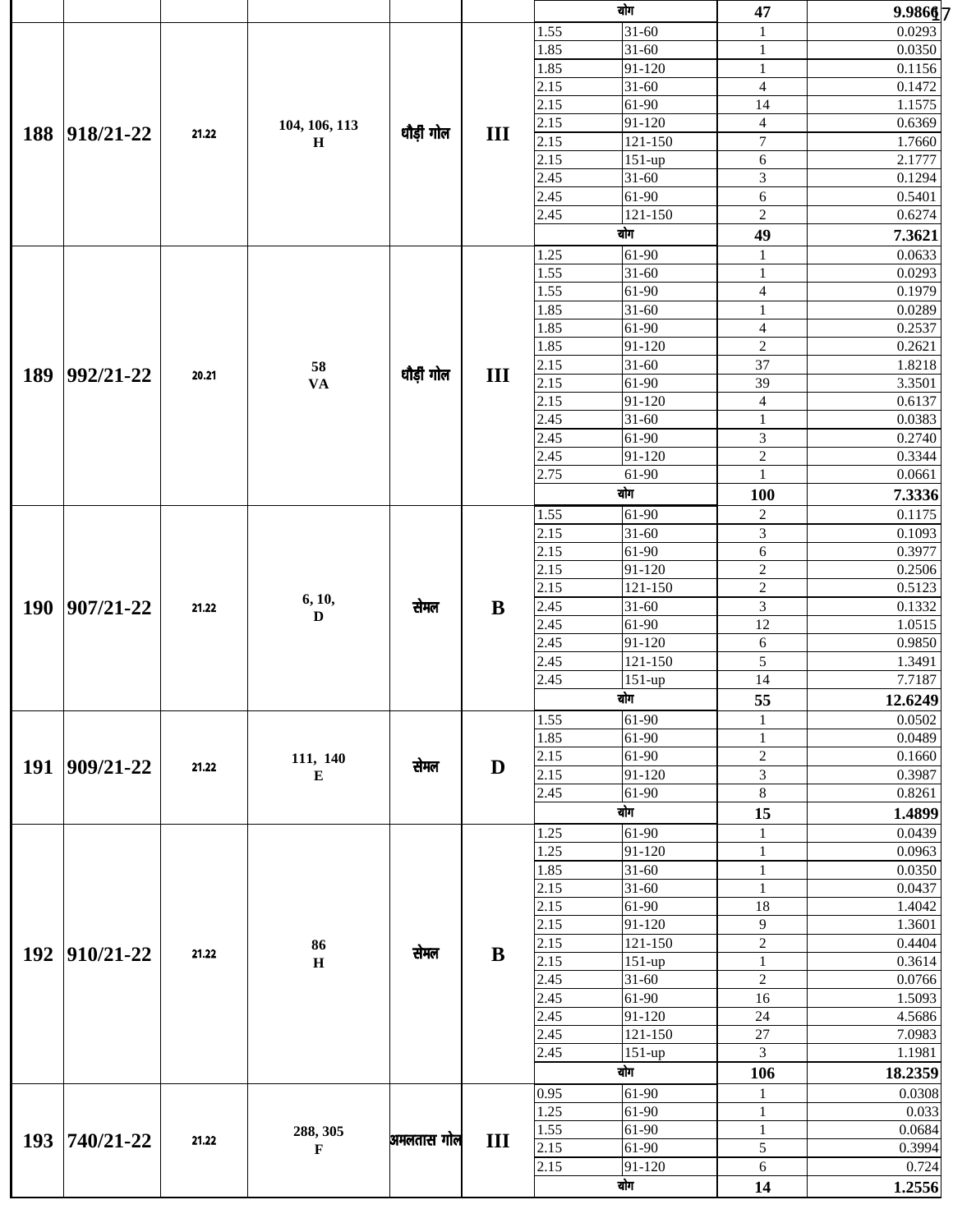| | | | | | | योग | | 47 | 9.9866 |
|---|---|---|---|---|---|---|---|---|---|
| 188 | 918/21-22 | 21.22 | 104, 106, 113 H | धौड़ी गोल | III | 1.55 | 31-60 | 1 | 0.0293 |
| | | | | | | 1.85 | 31-60 | 1 | 0.0350 |
| | | | | | | 1.85 | 91-120 | 1 | 0.1156 |
| | | | | | | 2.15 | 31-60 | 4 | 0.1472 |
| | | | | | | 2.15 | 61-90 | 14 | 1.1575 |
| | | | | | | 2.15 | 91-120 | 4 | 0.6369 |
| | | | | | | 2.15 | 121-150 | 7 | 1.7660 |
| | | | | | | 2.15 | 151-up | 6 | 2.1777 |
| | | | | | | 2.45 | 31-60 | 3 | 0.1294 |
| | | | | | | 2.45 | 61-90 | 6 | 0.5401 |
| | | | | | | 2.45 | 121-150 | 2 | 0.6274 |
| | | | | | | योग | | 49 | 7.3621 |
| 189 | 992/21-22 | 20.21 | 58 VA | धौड़ी गोल | III | 1.25 | 61-90 | 1 | 0.0633 |
| | | | | | | 1.55 | 31-60 | 1 | 0.0293 |
| | | | | | | 1.55 | 61-90 | 4 | 0.1979 |
| | | | | | | 1.85 | 31-60 | 1 | 0.0289 |
| | | | | | | 1.85 | 61-90 | 4 | 0.2537 |
| | | | | | | 1.85 | 91-120 | 2 | 0.2621 |
| | | | | | | 2.15 | 31-60 | 37 | 1.8218 |
| | | | | | | 2.15 | 61-90 | 39 | 3.3501 |
| | | | | | | 2.15 | 91-120 | 4 | 0.6137 |
| | | | | | | 2.45 | 31-60 | 1 | 0.0383 |
| | | | | | | 2.45 | 61-90 | 3 | 0.2740 |
| | | | | | | 2.45 | 91-120 | 2 | 0.3344 |
| | | | | | | 2.75 | 61-90 | 1 | 0.0661 |
| | | | | | | योग | | 100 | 7.3336 |
| 190 | 907/21-22 | 21.22 | 6, 10, D | सेमल | B | 1.55 | 61-90 | 2 | 0.1175 |
| | | | | | | 2.15 | 31-60 | 3 | 0.1093 |
| | | | | | | 2.15 | 61-90 | 6 | 0.3977 |
| | | | | | | 2.15 | 91-120 | 2 | 0.2506 |
| | | | | | | 2.15 | 121-150 | 2 | 0.5123 |
| | | | | | | 2.45 | 31-60 | 3 | 0.1332 |
| | | | | | | 2.45 | 61-90 | 12 | 1.0515 |
| | | | | | | 2.45 | 91-120 | 6 | 0.9850 |
| | | | | | | 2.45 | 121-150 | 5 | 1.3491 |
| | | | | | | 2.45 | 151-up | 14 | 7.7187 |
| | | | | | | योग | | 55 | 12.6249 |
| 191 | 909/21-22 | 21.22 | 111, 140 E | सेमल | D | 1.55 | 61-90 | 1 | 0.0502 |
| | | | | | | 1.85 | 61-90 | 1 | 0.0489 |
| | | | | | | 2.15 | 61-90 | 2 | 0.1660 |
| | | | | | | 2.15 | 91-120 | 3 | 0.3987 |
| | | | | | | 2.45 | 61-90 | 8 | 0.8261 |
| | | | | | | योग | | 15 | 1.4899 |
| 192 | 910/21-22 | 21.22 | 86 H | सेमल | B | 1.25 | 61-90 | 1 | 0.0439 |
| | | | | | | 1.25 | 91-120 | 1 | 0.0963 |
| | | | | | | 1.85 | 31-60 | 1 | 0.0350 |
| | | | | | | 2.15 | 31-60 | 1 | 0.0437 |
| | | | | | | 2.15 | 61-90 | 18 | 1.4042 |
| | | | | | | 2.15 | 91-120 | 9 | 1.3601 |
| | | | | | | 2.15 | 121-150 | 2 | 0.4404 |
| | | | | | | 2.15 | 151-up | 1 | 0.3614 |
| | | | | | | 2.45 | 31-60 | 2 | 0.0766 |
| | | | | | | 2.45 | 61-90 | 16 | 1.5093 |
| | | | | | | 2.45 | 91-120 | 24 | 4.5686 |
| | | | | | | 2.45 | 121-150 | 27 | 7.0983 |
| | | | | | | 2.45 | 151-up | 3 | 1.1981 |
| | | | | | | योग | | 106 | 18.2359 |
| 193 | 740/21-22 | 21.22 | 288, 305 F | अमलतास गोल | III | 0.95 | 61-90 | 1 | 0.0308 |
| | | | | | | 1.25 | 61-90 | 1 | 0.033 |
| | | | | | | 1.55 | 61-90 | 1 | 0.0684 |
| | | | | | | 2.15 | 61-90 | 5 | 0.3994 |
| | | | | | | 2.15 | 91-120 | 6 | 0.724 |
| | | | | | | योग | | 14 | 1.2556 |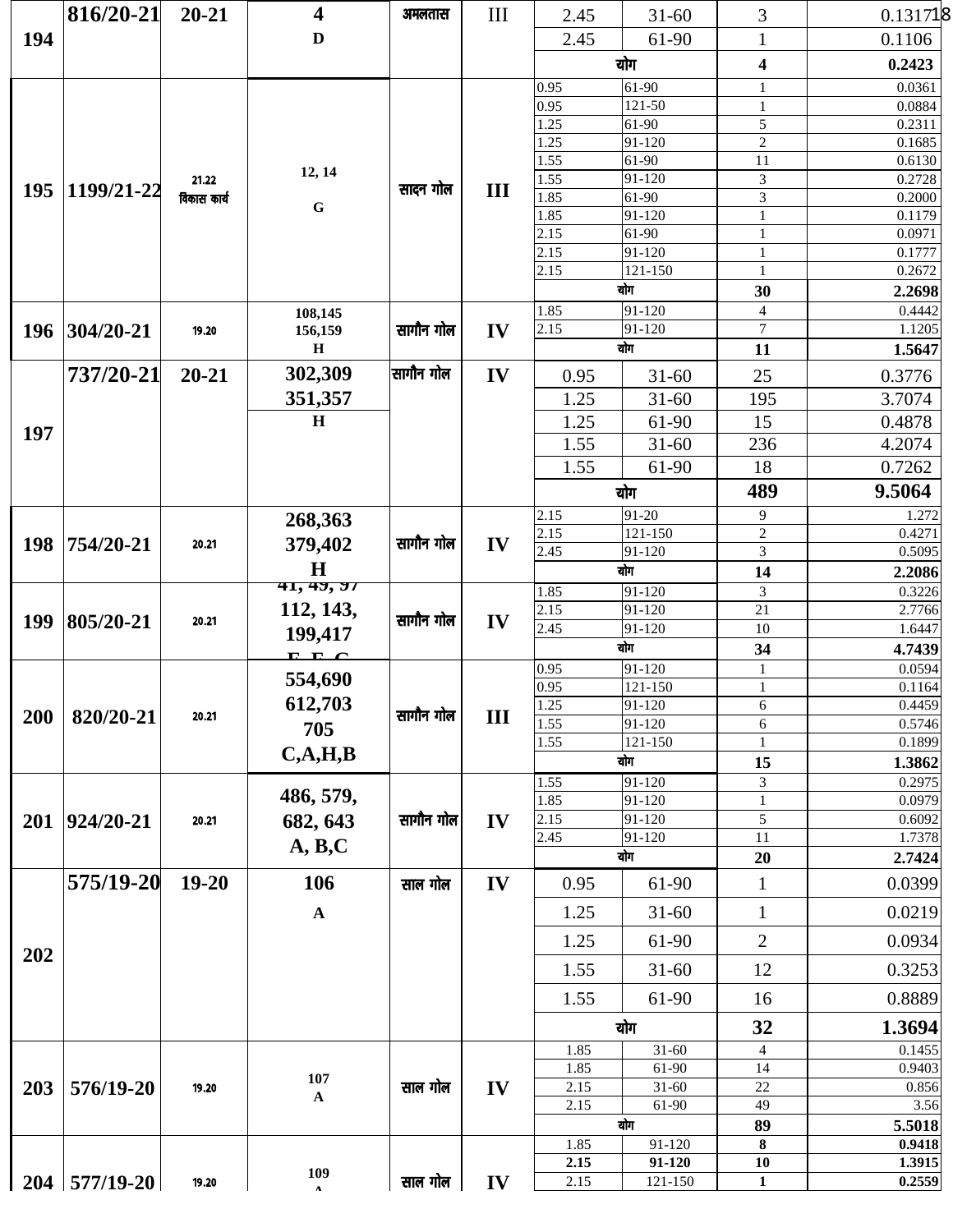| | | | | | | | | | |
|---|---|---|---|---|---|---|---|---|---|
| 194 | 816/20-21 | 20-21 | 4 D | अमलतास | III | 2.45 | 31-60 | 3 | 0.1317 |
| | | | | | | 2.45 | 61-90 | 1 | 0.1106 |
| | | | | | | योग | | 4 | 0.2423 |
| 195 | 1199/21-22 | 21.22 विकास कार्य | 12, 14 G | सादन गोल | III | 0.95 | 61-90 | 1 | 0.0361 |
| | | | | | | 0.95 | 121-50 | 1 | 0.0884 |
| | | | | | | 1.25 | 61-90 | 5 | 0.2311 |
| | | | | | | 1.25 | 91-120 | 2 | 0.1685 |
| | | | | | | 1.55 | 61-90 | 11 | 0.6130 |
| | | | | | | 1.55 | 91-120 | 3 | 0.2728 |
| | | | | | | 1.85 | 61-90 | 3 | 0.2000 |
| | | | | | | 1.85 | 91-120 | 1 | 0.1179 |
| | | | | | | 2.15 | 61-90 | 1 | 0.0971 |
| | | | | | | 2.15 | 91-120 | 1 | 0.1777 |
| | | | | | | 2.15 | 121-150 | 1 | 0.2672 |
| | | | | | | योग | | 30 | 2.2698 |
| 196 | 304/20-21 | 19.20 | 108,145 156,159 H | सागौन गोल | IV | 1.85 | 91-120 | 4 | 0.4442 |
| | | | | | | 2.15 | 91-120 | 7 | 1.1205 |
| | | | | | | योग | | 11 | 1.5647 |
| 197 | 737/20-21 | 20-21 | 302,309 351,357 H | सागौन गोल | IV | 0.95 | 31-60 | 25 | 0.3776 |
| | | | | | | 1.25 | 31-60 | 195 | 3.7074 |
| | | | | | | 1.25 | 61-90 | 15 | 0.4878 |
| | | | | | | 1.55 | 31-60 | 236 | 4.2074 |
| | | | | | | 1.55 | 61-90 | 18 | 0.7262 |
| | | | | | | योग | | 489 | 9.5064 |
| 198 | 754/20-21 | 20.21 | 268,363 379,402 H | सागौन गोल | IV | 2.15 | 91-20 | 9 | 1.272 |
| | | | | | | 2.15 | 121-150 | 2 | 0.4271 |
| | | | | | | 2.45 | 91-120 | 3 | 0.5095 |
| | | | | | | योग | | 14 | 2.2086 |
| 199 | 805/20-21 | 20.21 | 41, 49, 97 112, 143, 199,417 E, F, G | सागौन गोल | IV | 1.85 | 91-120 | 3 | 0.3226 |
| | | | | | | 2.15 | 91-120 | 21 | 2.7766 |
| | | | | | | 2.45 | 91-120 | 10 | 1.6447 |
| | | | | | | योग | | 34 | 4.7439 |
| 200 | 820/20-21 | 20.21 | 554,690 612,703 705 C,A,H,B | सागौन गोल | III | 0.95 | 91-120 | 1 | 0.0594 |
| | | | | | | 0.95 | 121-150 | 1 | 0.1164 |
| | | | | | | 1.25 | 91-120 | 6 | 0.4459 |
| | | | | | | 1.55 | 91-120 | 6 | 0.5746 |
| | | | | | | 1.55 | 121-150 | 1 | 0.1899 |
| | | | | | | योग | | 15 | 1.3862 |
| 201 | 924/20-21 | 20.21 | 486, 579, 682, 643 A, B,C | सागौन गोल | IV | 1.55 | 91-120 | 3 | 0.2975 |
| | | | | | | 1.85 | 91-120 | 1 | 0.0979 |
| | | | | | | 2.15 | 91-120 | 5 | 0.6092 |
| | | | | | | 2.45 | 91-120 | 11 | 1.7378 |
| | | | | | | योग | | 20 | 2.7424 |
| 202 | 575/19-20 | 19-20 | 106 A | साल गोल | IV | 0.95 | 61-90 | 1 | 0.0399 |
| | | | | | | 1.25 | 31-60 | 1 | 0.0219 |
| | | | | | | 1.25 | 61-90 | 2 | 0.0934 |
| | | | | | | 1.55 | 31-60 | 12 | 0.3253 |
| | | | | | | 1.55 | 61-90 | 16 | 0.8889 |
| | | | | | | योग | | 32 | 1.3694 |
| 203 | 576/19-20 | 19.20 | 107 A | साल गोल | IV | 1.85 | 31-60 | 4 | 0.1455 |
| | | | | | | 1.85 | 61-90 | 14 | 0.9403 |
| | | | | | | 2.15 | 31-60 | 22 | 0.856 |
| | | | | | | 2.15 | 61-90 | 49 | 3.56 |
| | | | | | | योग | | 89 | 5.5018 |
| 204 | 577/19-20 | 19.20 | 109 A | साल गोल | IV | 1.85 | 91-120 | 8 | 0.9418 |
| | | | | | | 2.15 | 91-120 | 10 | 1.3915 |
| | | | | | | 2.15 | 121-150 | 1 | 0.2559 |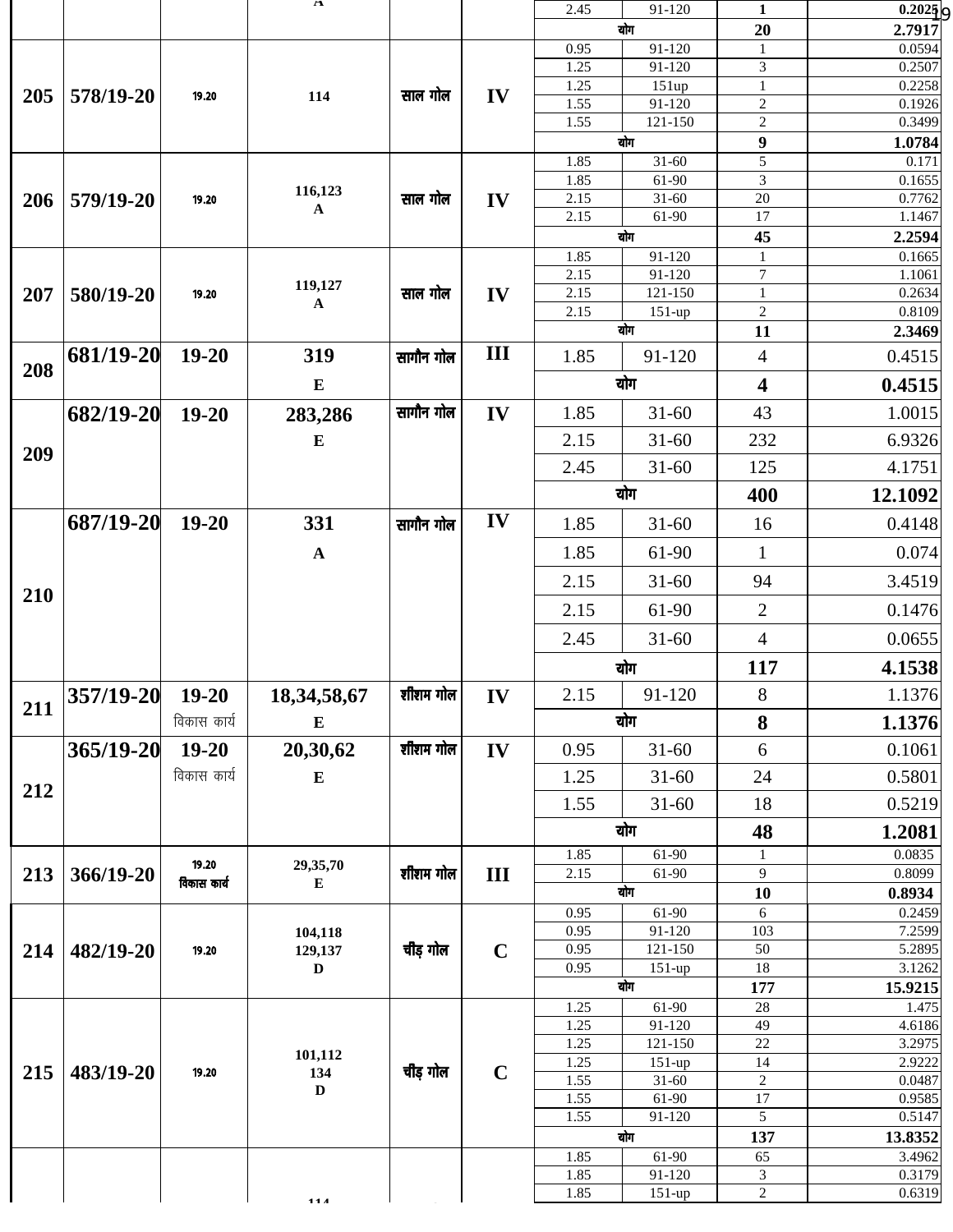| | | | | | | 2.45 | 91-120 | 1 | 0.2025 |
|---|---|---|---|---|---|---|---|---|---|
| | | | | | | योग | | 20 | 2.7917 |
| 205 | 578/19-20 | 19.20 | 114 | साल गोल | IV | 0.95 | 91-120 | 1 | 0.0594 |
| | | | | | | 1.25 | 91-120 | 3 | 0.2507 |
| | | | | | | 1.25 | 151up | 1 | 0.2258 |
| | | | | | | 1.55 | 91-120 | 2 | 0.1926 |
| | | | | | | 1.55 | 121-150 | 2 | 0.3499 |
| | | | | | | योग | | 9 | 1.0784 |
| 206 | 579/19-20 | 19.20 | 116,123 A | साल गोल | IV | 1.85 | 31-60 | 5 | 0.171 |
| | | | | | | 1.85 | 61-90 | 3 | 0.1655 |
| | | | | | | 2.15 | 31-60 | 20 | 0.7762 |
| | | | | | | 2.15 | 61-90 | 17 | 1.1467 |
| | | | | | | योग | | 45 | 2.2594 |
| 207 | 580/19-20 | 19.20 | 119,127 A | साल गोल | IV | 1.85 | 91-120 | 1 | 0.1665 |
| | | | | | | 2.15 | 91-120 | 7 | 1.1061 |
| | | | | | | 2.15 | 121-150 | 1 | 0.2634 |
| | | | | | | 2.15 | 151-up | 2 | 0.8109 |
| | | | | | | योग | | 11 | 2.3469 |
| 208 | 681/19-20 | 19-20 | 319 E | सागौन गोल | III | 1.85 | 91-120 | 4 | 0.4515 |
| | | | | | | योग | | 4 | 0.4515 |
| 209 | 682/19-20 | 19-20 | 283,286 E | सागौन गोल | IV | 1.85 | 31-60 | 43 | 1.0015 |
| | | | | | | 2.15 | 31-60 | 232 | 6.9326 |
| | | | | | | 2.45 | 31-60 | 125 | 4.1751 |
| | | | | | | योग | | 400 | 12.1092 |
| 210 | 687/19-20 | 19-20 | 331 A | सागौन गोल | IV | 1.85 | 31-60 | 16 | 0.4148 |
| | | | | | | 1.85 | 61-90 | 1 | 0.074 |
| | | | | | | 2.15 | 31-60 | 94 | 3.4519 |
| | | | | | | 2.15 | 61-90 | 2 | 0.1476 |
| | | | | | | 2.45 | 31-60 | 4 | 0.0655 |
| | | | | | | योग | | 117 | 4.1538 |
| 211 | 357/19-20 | 19-20 विकास कार्य | 18,34,58,67 E | शीशम गोल | IV | 2.15 | 91-120 | 8 | 1.1376 |
| | | | | | | योग | | 8 | 1.1376 |
| 212 | 365/19-20 | 19-20 विकास कार्य | 20,30,62 E | शीशम गोल | IV | 0.95 | 31-60 | 6 | 0.1061 |
| | | | | | | 1.25 | 31-60 | 24 | 0.5801 |
| | | | | | | 1.55 | 31-60 | 18 | 0.5219 |
| | | | | | | योग | | 48 | 1.2081 |
| 213 | 366/19-20 | 19.20 विकास कार्य | 29,35,70 E | शीशम गोल | III | 1.85 | 61-90 | 1 | 0.0835 |
| | | | | | | 2.15 | 61-90 | 9 | 0.8099 |
| | | | | | | योग | | 10 | 0.8934 |
| 214 | 482/19-20 | 19.20 | 104,118 129,137 D | चीड़ गोल | C | 0.95 | 61-90 | 6 | 0.2459 |
| | | | | | | 0.95 | 91-120 | 103 | 7.2599 |
| | | | | | | 0.95 | 121-150 | 50 | 5.2895 |
| | | | | | | 0.95 | 151-up | 18 | 3.1262 |
| | | | | | | योग | | 177 | 15.9215 |
| 215 | 483/19-20 | 19.20 | 101,112 134 D | चीड़ गोल | C | 1.25 | 61-90 | 28 | 1.475 |
| | | | | | | 1.25 | 91-120 | 49 | 4.6186 |
| | | | | | | 1.25 | 121-150 | 22 | 3.2975 |
| | | | | | | 1.25 | 151-up | 14 | 2.9222 |
| | | | | | | 1.55 | 31-60 | 2 | 0.0487 |
| | | | | | | 1.55 | 61-90 | 17 | 0.9585 |
| | | | | | | 1.55 | 91-120 | 5 | 0.5147 |
| | | | | | | योग | | 137 | 13.8352 |
| | | | 114 | | | 1.85 | 61-90 | 65 | 3.4962 |
| | | | | | | 1.85 | 91-120 | 3 | 0.3179 |
| | | | | | | 1.85 | 151-up | 2 | 0.6319 |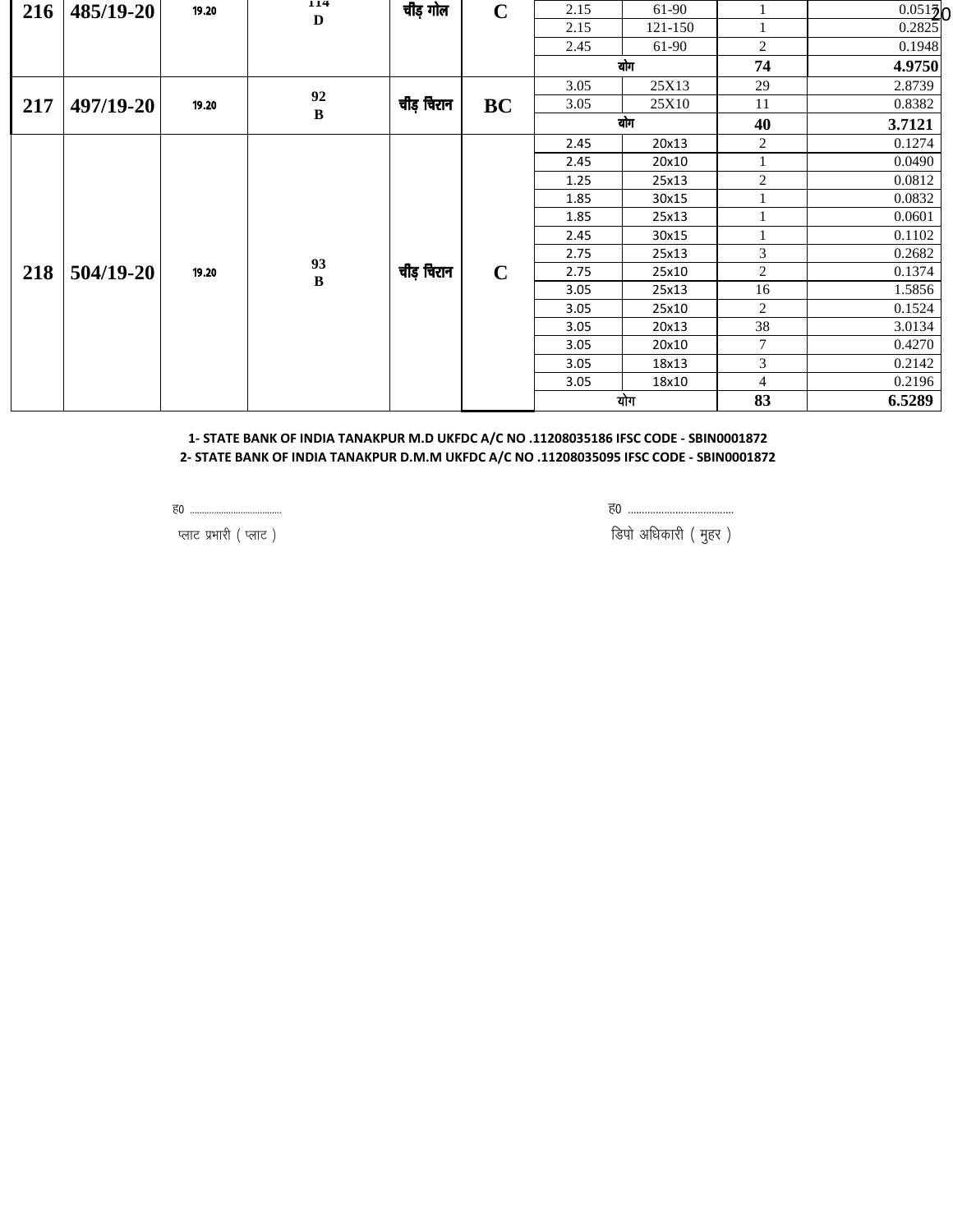| | | | | | | | | | |
|---|---|---|---|---|---|---|---|---|---|
| 216 | 485/19-20 | 19.20 | 114<br>D | चीड़ गोल | C | 2.15 | 61-90 | 1 | 0.0517 |
| | | | | | | 2.15 | 121-150 | 1 | 0.2825 |
| | | | | | | 2.45 | 61-90 | 2 | 0.1948 |
| | | | | | | योग | | 74 | 4.9750 |
| 217 | 497/19-20 | 19.20 | 92<br>B | चीड़ चिरान | BC | 3.05 | 25X13 | 29 | 2.8739 |
| | | | | | | 3.05 | 25X10 | 11 | 0.8382 |
| | | | | | | योग | | 40 | 3.7121 |
| 218 | 504/19-20 | 19.20 | 93<br>B | चीड़ चिरान | C | 2.45 | 20x13 | 2 | 0.1274 |
| | | | | | | 2.45 | 20x10 | 1 | 0.0490 |
| | | | | | | 1.25 | 25x13 | 2 | 0.0812 |
| | | | | | | 1.85 | 30x15 | 1 | 0.0832 |
| | | | | | | 1.85 | 25x13 | 1 | 0.0601 |
| | | | | | | 2.45 | 30x15 | 1 | 0.1102 |
| | | | | | | 2.75 | 25x13 | 3 | 0.2682 |
| | | | | | | 2.75 | 25x10 | 2 | 0.1374 |
| | | | | | | 3.05 | 25x13 | 16 | 1.5856 |
| | | | | | | 3.05 | 25x10 | 2 | 0.1524 |
| | | | | | | 3.05 | 20x13 | 38 | 3.0134 |
| | | | | | | 3.05 | 20x10 | 7 | 0.4270 |
| | | | | | | 3.05 | 18x13 | 3 | 0.2142 |
| | | | | | | 3.05 | 18x10 | 4 | 0.2196 |
| | | | | | | योग | | 83 | 6.5289 |

**1- STATE BANK OF INDIA TANAKPUR M.D UKFDC A/C NO .11208035186 IFSC CODE - SBIN0001872**
**2- STATE BANK OF INDIA TANAKPUR D.M.M UKFDC A/C NO .11208035095 IFSC CODE - SBIN0001872**

ह0 ......................................
प्लाट प्रभारी ( प्लाट )

ह0 ......................................
डिपो अधिकारी ( मुहर )